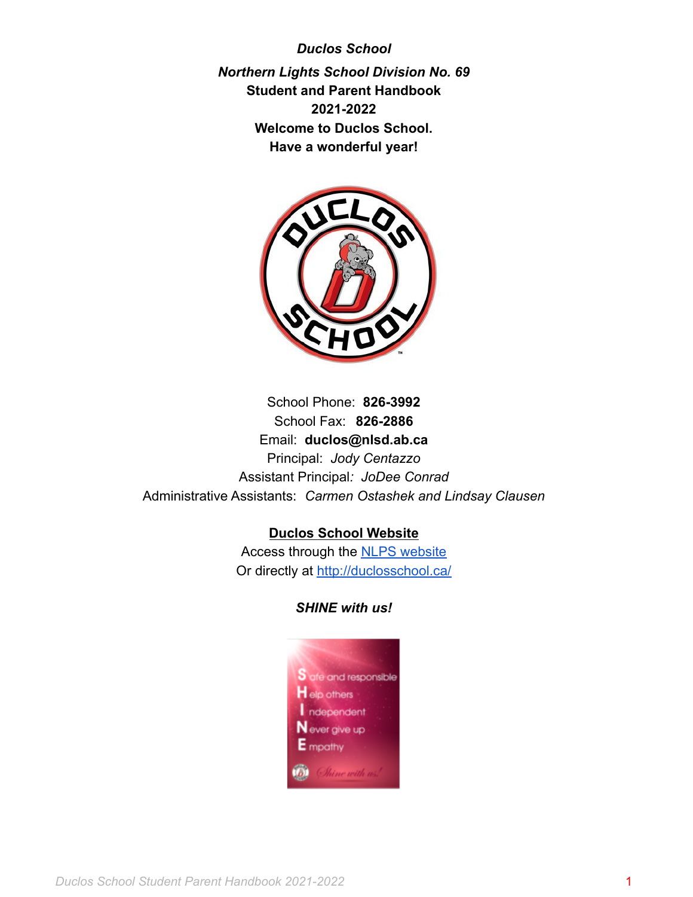***Duclos School***

***Northern Lights School Division No. 69***

**Student and Parent Handbook**

**2021-2022**

**Welcome to Duclos School.**

**Have a wonderful year!**

School Phone: **826-3992**

School Fax: **826-2886**

Email: **duclos@nlsd.ab.ca**

Principal: *Jody Centazzo*

Assistant Principal*:* *JoDee Conrad*

Administrative Assistants: *Carmen Ostashek and Lindsay Clausen*

**Duclos School Website**

Access through the [NLPS website]()

Or directly at [http://duclosschool.ca/](http://duclosschool.ca/)

***SHINE with us!***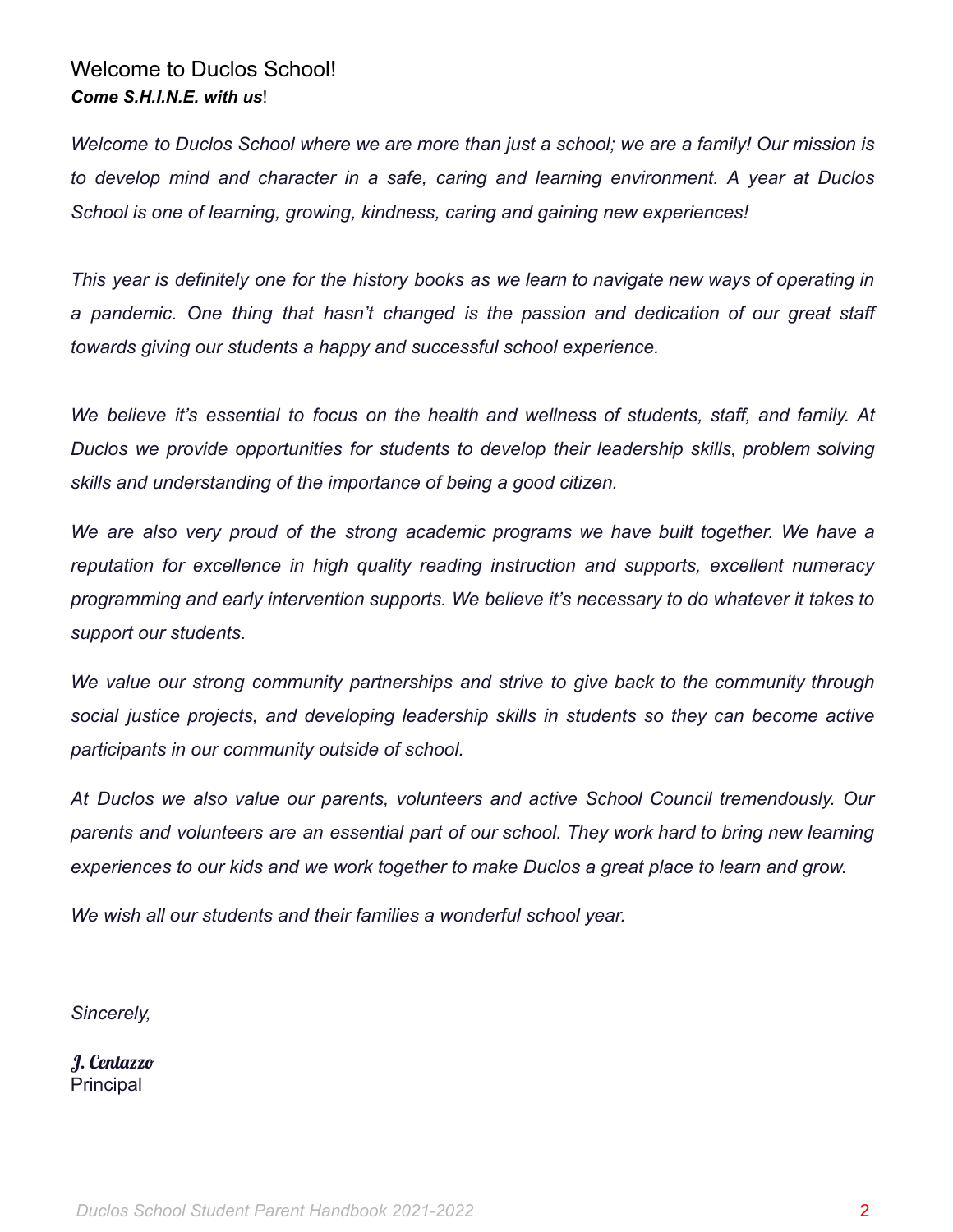## Welcome to Duclos School!

***Come S.H.I.N.E. with us*!**

*Welcome to Duclos School where we are more than just a school; we are a family! Our mission is to develop mind and character in a safe, caring and learning environment. A year at Duclos School is one of learning, growing, kindness, caring and gaining new experiences!*

*This year is definitely one for the history books as we learn to navigate new ways of operating in a pandemic. One thing that hasn't changed is the passion and dedication of our great staff towards giving our students a happy and successful school experience.*

*We believe it's essential to focus on the health and wellness of students, staff, and family. At Duclos we provide opportunities for students to develop their leadership skills, problem solving skills and understanding of the importance of being a good citizen.*

*We are also very proud of the strong academic programs we have built together. We have a reputation for excellence in high quality reading instruction and supports, excellent numeracy programming and early intervention supports. We believe it's necessary to do whatever it takes to support our students.*

*We value our strong community partnerships and strive to give back to the community through social justice projects, and developing leadership skills in students so they can become active participants in our community outside of school.*

*At Duclos we also value our parents, volunteers and active School Council tremendously. Our parents and volunteers are an essential part of our school. They work hard to bring new learning experiences to our kids and we work together to make Duclos a great place to learn and grow.*

*We wish all our students and their families a wonderful school year.*

*Sincerely,*

***J. Centazzo***
Principal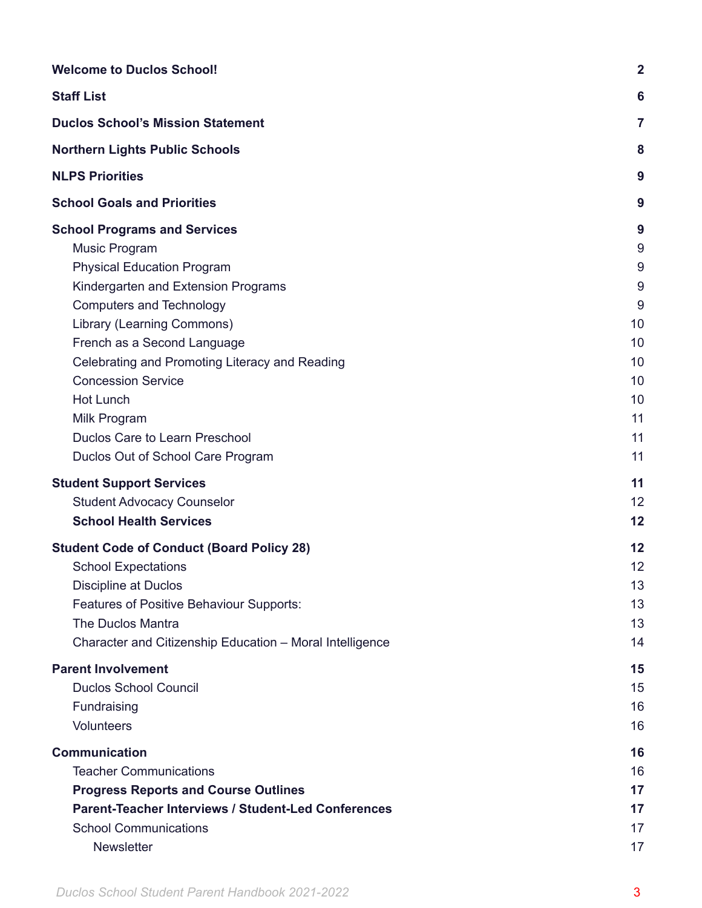| | |
|---|---|
| **Welcome to Duclos School!** | **2** |
| **Staff List** | **6** |
| **Duclos School's Mission Statement** | **7** |
| **Northern Lights Public Schools** | **8** |
| **NLPS Priorities** | **9** |
| **School Goals and Priorities** | **9** |
| **School Programs and Services** | **9** |
| Music Program | 9 |
| Physical Education Program | 9 |
| Kindergarten and Extension Programs | 9 |
| Computers and Technology | 9 |
| Library (Learning Commons) | 10 |
| French as a Second Language | 10 |
| Celebrating and Promoting Literacy and Reading | 10 |
| Concession Service | 10 |
| Hot Lunch | 10 |
| Milk Program | 11 |
| Duclos Care to Learn Preschool | 11 |
| Duclos Out of School Care Program | 11 |
| **Student Support Services** | **11** |
| Student Advocacy Counselor | 12 |
| **School Health Services** | **12** |
| **Student Code of Conduct (Board Policy 28)** | **12** |
| School Expectations | 12 |
| Discipline at Duclos | 13 |
| Features of Positive Behaviour Supports: | 13 |
| The Duclos Mantra | 13 |
| Character and Citizenship Education – Moral Intelligence | 14 |
| **Parent Involvement** | **15** |
| Duclos School Council | 15 |
| Fundraising | 16 |
| Volunteers | 16 |
| **Communication** | **16** |
| Teacher Communications | 16 |
| **Progress Reports and Course Outlines** | **17** |
| **Parent-Teacher Interviews / Student-Led Conferences** | **17** |
| School Communications | 17 |
| Newsletter | 17 |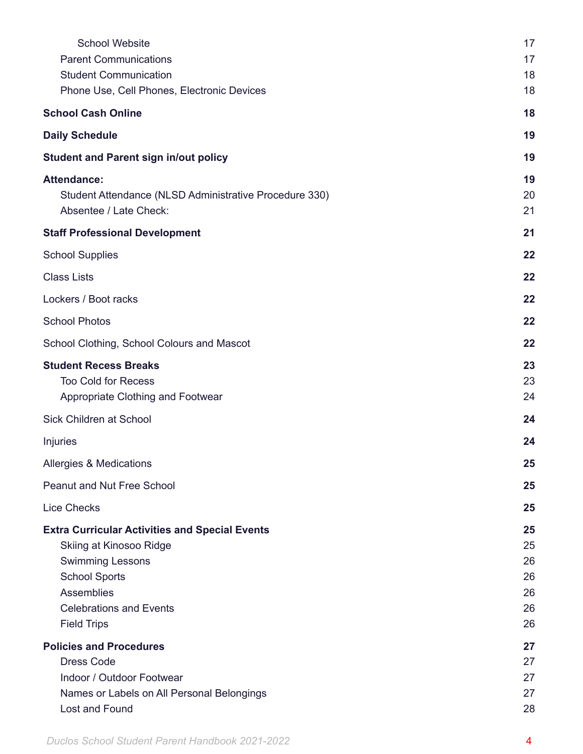School Website 17
Parent Communications 17
Student Communication 18
Phone Use, Cell Phones, Electronic Devices 18

**School Cash Online** **18**

**Daily Schedule** **19**

**Student and Parent sign in/out policy** **19**

**Attendance:** **19**
Student Attendance (NLSD Administrative Procedure 330) 20
Absentee / Late Check: 21

**Staff Professional Development** **21**

School Supplies **22**

Class Lists **22**

Lockers / Boot racks **22**

School Photos **22**

School Clothing, School Colours and Mascot **22**

**Student Recess Breaks** **23**
Too Cold for Recess 23
Appropriate Clothing and Footwear 24

Sick Children at School **24**

Injuries **24**

Allergies & Medications **25**

Peanut and Nut Free School **25**

Lice Checks **25**

**Extra Curricular Activities and Special Events** **25**
Skiing at Kinosoo Ridge 25
Swimming Lessons 26
School Sports 26
Assemblies 26
Celebrations and Events 26
Field Trips 26

**Policies and Procedures** **27**
Dress Code 27
Indoor / Outdoor Footwear 27
Names or Labels on All Personal Belongings 27
Lost and Found 28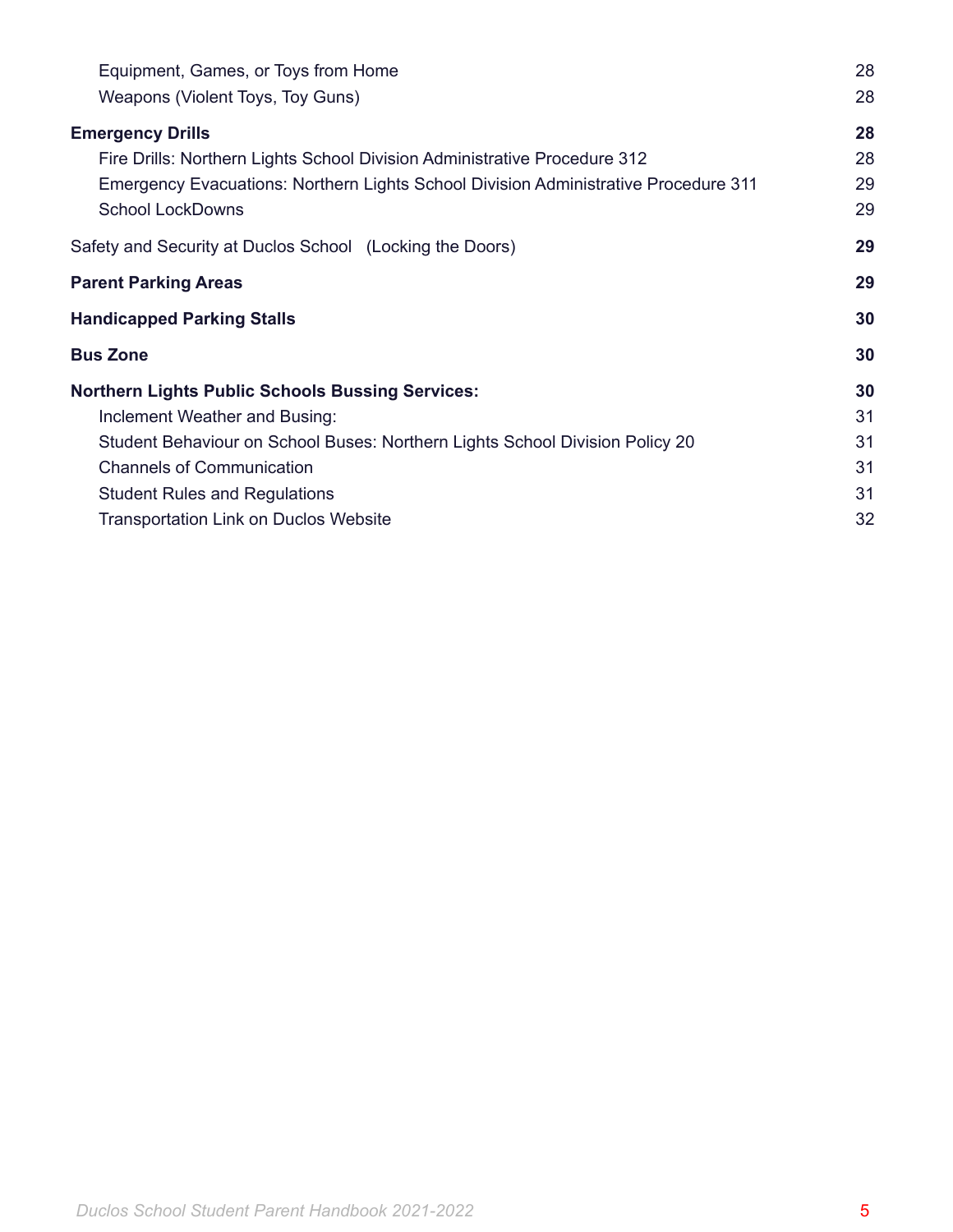| | |
|---|---|
| Equipment, Games, or Toys from Home | 28 |
| Weapons (Violent Toys, Toy Guns) | 28 |
| **Emergency Drills** | **28** |
| Fire Drills: Northern Lights School Division Administrative Procedure 312 | 28 |
| Emergency Evacuations: Northern Lights School Division Administrative Procedure 311 | 29 |
| School LockDowns | 29 |
| Safety and Security at Duclos School (Locking the Doors) | **29** |
| **Parent Parking Areas** | **29** |
| **Handicapped Parking Stalls** | **30** |
| **Bus Zone** | **30** |
| **Northern Lights Public Schools Bussing Services:** | **30** |
| Inclement Weather and Busing: | 31 |
| Student Behaviour on School Buses: Northern Lights School Division Policy 20 | 31 |
| Channels of Communication | 31 |
| Student Rules and Regulations | 31 |
| Transportation Link on Duclos Website | 32 |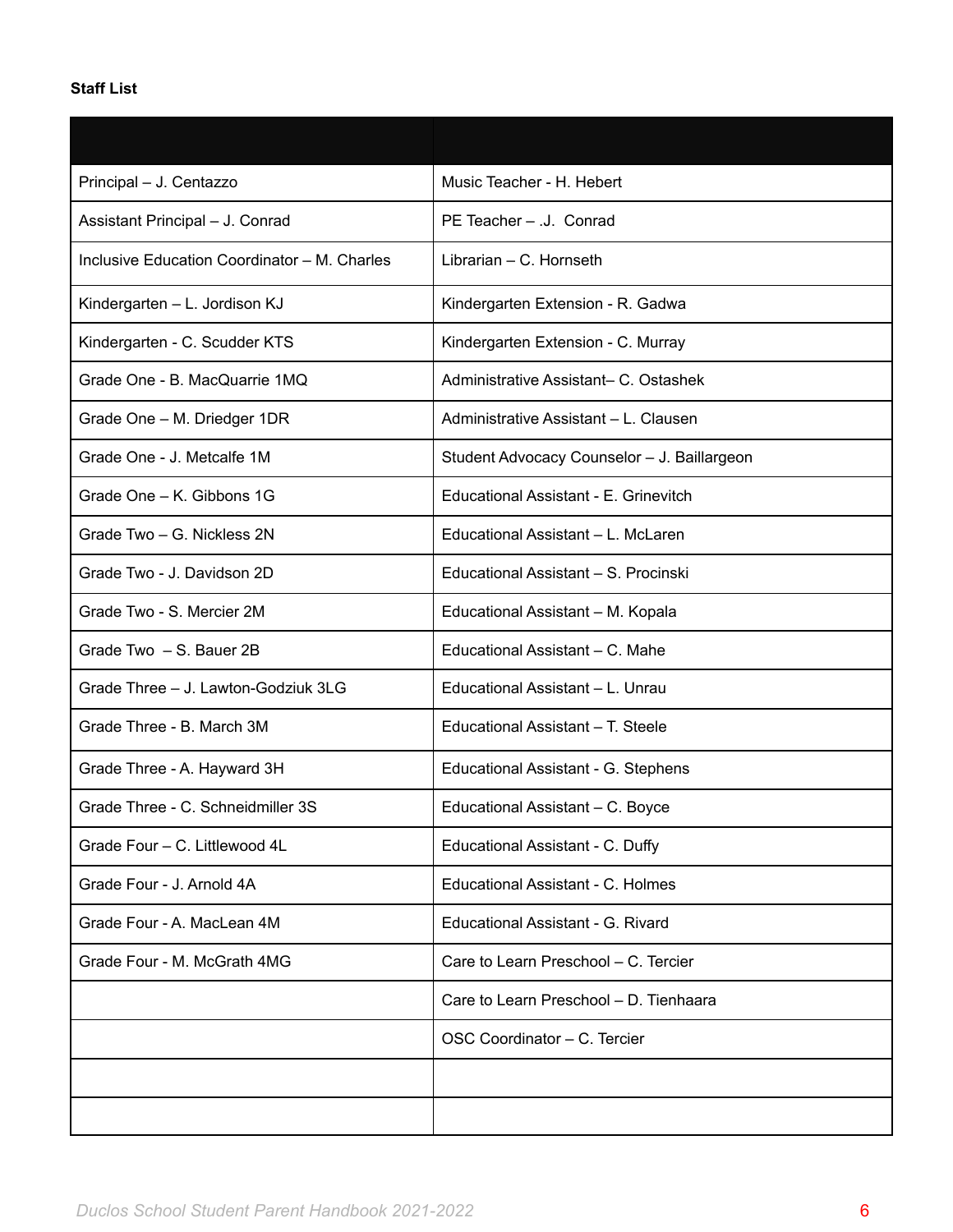**Staff List**

| | |
|---|---|
| Principal – J. Centazzo | Music Teacher - H. Hebert |
| Assistant Principal – J. Conrad | PE Teacher – .J. Conrad |
| Inclusive Education Coordinator – M. Charles | Librarian – C. Hornseth |
| Kindergarten – L. Jordison KJ | Kindergarten Extension - R. Gadwa |
| Kindergarten - C. Scudder KTS | Kindergarten Extension - C. Murray |
| Grade One - B. MacQuarrie 1MQ | Administrative Assistant– C. Ostashek |
| Grade One – M. Driedger 1DR | Administrative Assistant – L. Clausen |
| Grade One - J. Metcalfe 1M | Student Advocacy Counselor – J. Baillargeon |
| Grade One – K. Gibbons 1G | Educational Assistant - E. Grinevitch |
| Grade Two – G. Nickless 2N | Educational Assistant – L. McLaren |
| Grade Two - J. Davidson 2D | Educational Assistant – S. Procinski |
| Grade Two - S. Mercier 2M | Educational Assistant – M. Kopala |
| Grade Two – S. Bauer 2B | Educational Assistant – C. Mahe |
| Grade Three – J. Lawton-Godziuk 3LG | Educational Assistant – L. Unrau |
| Grade Three - B. March 3M | Educational Assistant – T. Steele |
| Grade Three - A. Hayward 3H | Educational Assistant - G. Stephens |
| Grade Three - C. Schneidmiller 3S | Educational Assistant – C. Boyce |
| Grade Four – C. Littlewood 4L | Educational Assistant - C. Duffy |
| Grade Four - J. Arnold 4A | Educational Assistant - C. Holmes |
| Grade Four - A. MacLean 4M | Educational Assistant - G. Rivard |
| Grade Four - M. McGrath 4MG | Care to Learn Preschool – C. Tercier |
| | Care to Learn Preschool – D. Tienhaara |
| | OSC Coordinator – C. Tercier |
| | |
| | |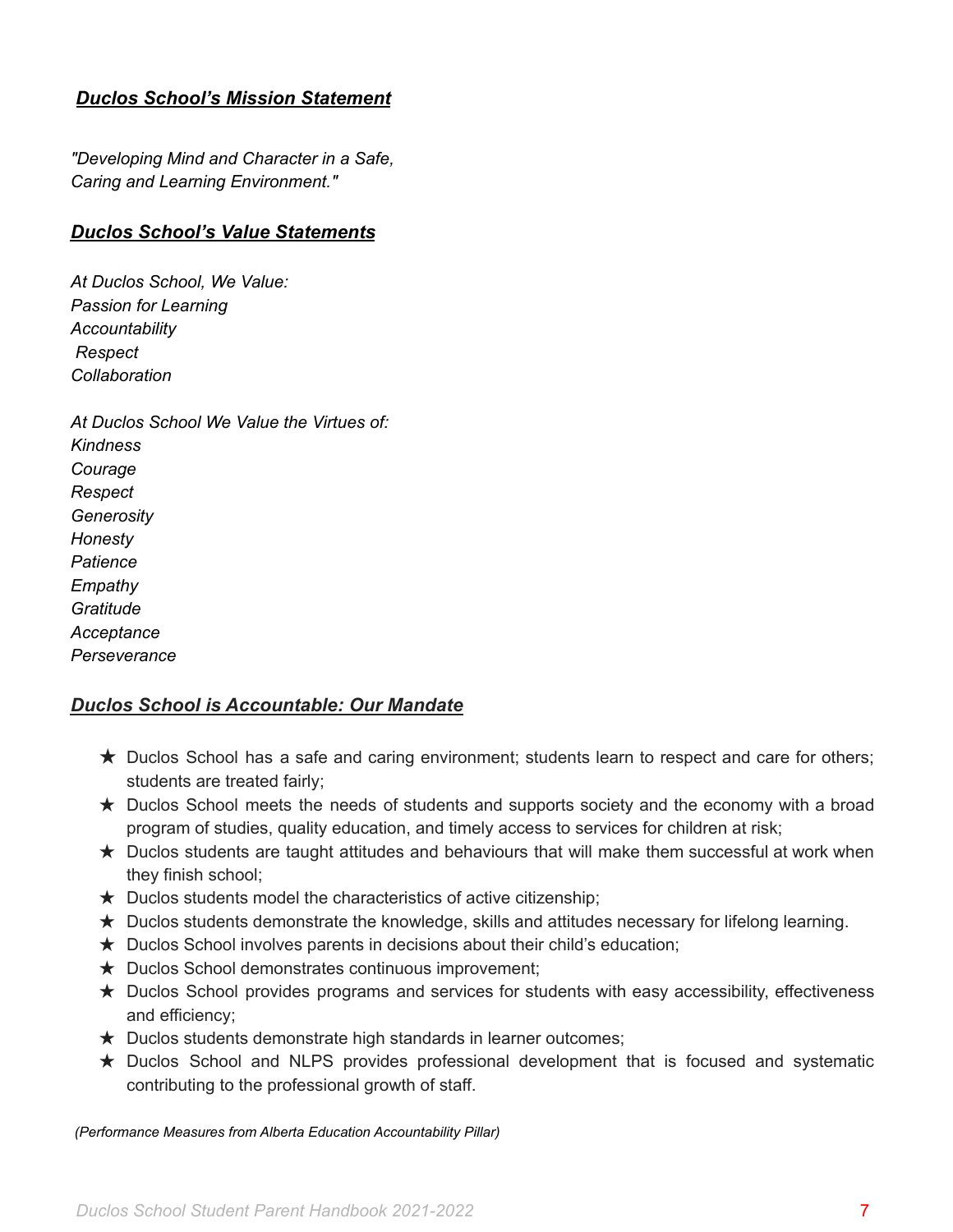## ***Duclos School's Mission Statement***

*"Developing Mind and Character in a Safe, Caring and Learning Environment."*

## ***Duclos School's Value Statements***

*At Duclos School, We Value:*
*Passion for Learning*
*Accountability*
*Respect*
*Collaboration*

*At Duclos School We Value the Virtues of:*
*Kindness*
*Courage*
*Respect*
*Generosity*
*Honesty*
*Patience*
*Empathy*
*Gratitude*
*Acceptance*
*Perseverance*

## ***Duclos School is Accountable: Our Mandate***

- ★ Duclos School has a safe and caring environment; students learn to respect and care for others; students are treated fairly;
- ★ Duclos School meets the needs of students and supports society and the economy with a broad program of studies, quality education, and timely access to services for children at risk;
- ★ Duclos students are taught attitudes and behaviours that will make them successful at work when they finish school;
- ★ Duclos students model the characteristics of active citizenship;
- ★ Duclos students demonstrate the knowledge, skills and attitudes necessary for lifelong learning.
- ★ Duclos School involves parents in decisions about their child's education;
- ★ Duclos School demonstrates continuous improvement;
- ★ Duclos School provides programs and services for students with easy accessibility, effectiveness and efficiency;
- ★ Duclos students demonstrate high standards in learner outcomes;
- ★ Duclos School and NLPS provides professional development that is focused and systematic contributing to the professional growth of staff.

*(Performance Measures from Alberta Education Accountability Pillar)*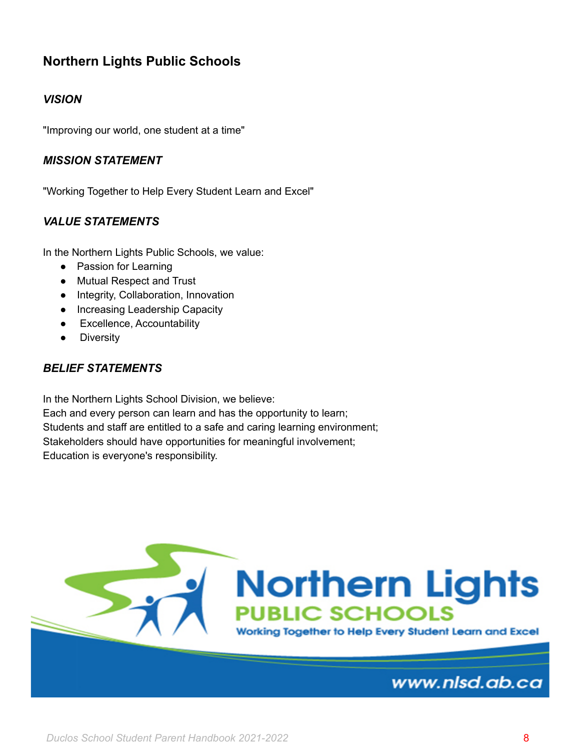## Northern Lights Public Schools

### *VISION*

"Improving our world, one student at a time"

### *MISSION STATEMENT*

"Working Together to Help Every Student Learn and Excel"

### *VALUE STATEMENTS*

In the Northern Lights Public Schools, we value:

- Passion for Learning
- Mutual Respect and Trust
- Integrity, Collaboration, Innovation
- Increasing Leadership Capacity
- Excellence, Accountability
- Diversity

### *BELIEF STATEMENTS*

In the Northern Lights School Division, we believe:
Each and every person can learn and has the opportunity to learn;
Students and staff are entitled to a safe and caring learning environment;
Stakeholders should have opportunities for meaningful involvement;
Education is everyone's responsibility.

Northern Lights PUBLIC SCHOOLS
Working Together to Help Every Student Learn and Excel
www.nlsd.ab.ca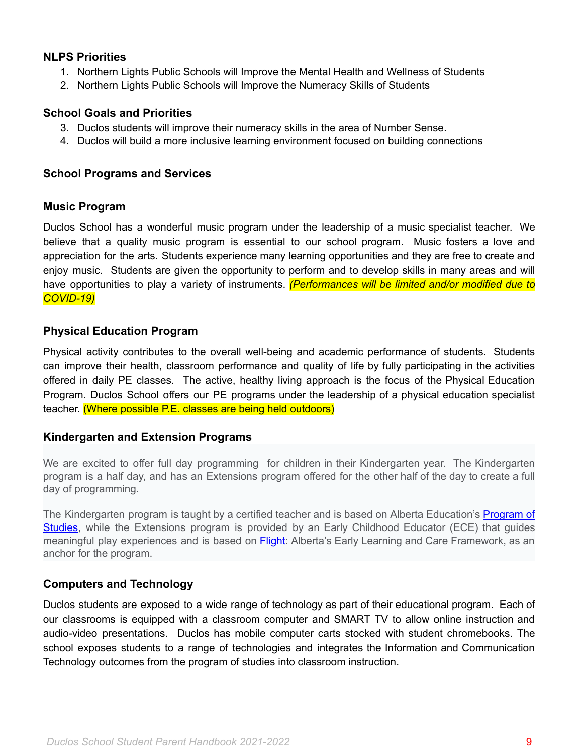### NLPS Priorities

1. Northern Lights Public Schools will Improve the Mental Health and Wellness of Students
2. Northern Lights Public Schools will Improve the Numeracy Skills of Students

### School Goals and Priorities

3. Duclos students will improve their numeracy skills in the area of Number Sense.
4. Duclos will build a more inclusive learning environment focused on building connections

### School Programs and Services

### Music Program

Duclos School has a wonderful music program under the leadership of a music specialist teacher. We believe that a quality music program is essential to our school program. Music fosters a love and appreciation for the arts. Students experience many learning opportunities and they are free to create and enjoy music. Students are given the opportunity to perform and to develop skills in many areas and will have opportunities to play a variety of instruments. *(Performances will be limited and/or modified due to COVID-19)*

### Physical Education Program

Physical activity contributes to the overall well-being and academic performance of students. Students can improve their health, classroom performance and quality of life by fully participating in the activities offered in daily PE classes. The active, healthy living approach is the focus of the Physical Education Program. Duclos School offers our PE programs under the leadership of a physical education specialist teacher. (Where possible P.E. classes are being held outdoors)

### Kindergarten and Extension Programs

We are excited to offer full day programming for children in their Kindergarten year. The Kindergarten program is a half day, and has an Extensions program offered for the other half of the day to create a full day of programming.

The Kindergarten program is taught by a certified teacher and is based on Alberta Education's Program of Studies, while the Extensions program is provided by an Early Childhood Educator (ECE) that guides meaningful play experiences and is based on Flight: Alberta's Early Learning and Care Framework, as an anchor for the program.

### Computers and Technology

Duclos students are exposed to a wide range of technology as part of their educational program. Each of our classrooms is equipped with a classroom computer and SMART TV to allow online instruction and audio-video presentations. Duclos has mobile computer carts stocked with student chromebooks. The school exposes students to a range of technologies and integrates the Information and Communication Technology outcomes from the program of studies into classroom instruction.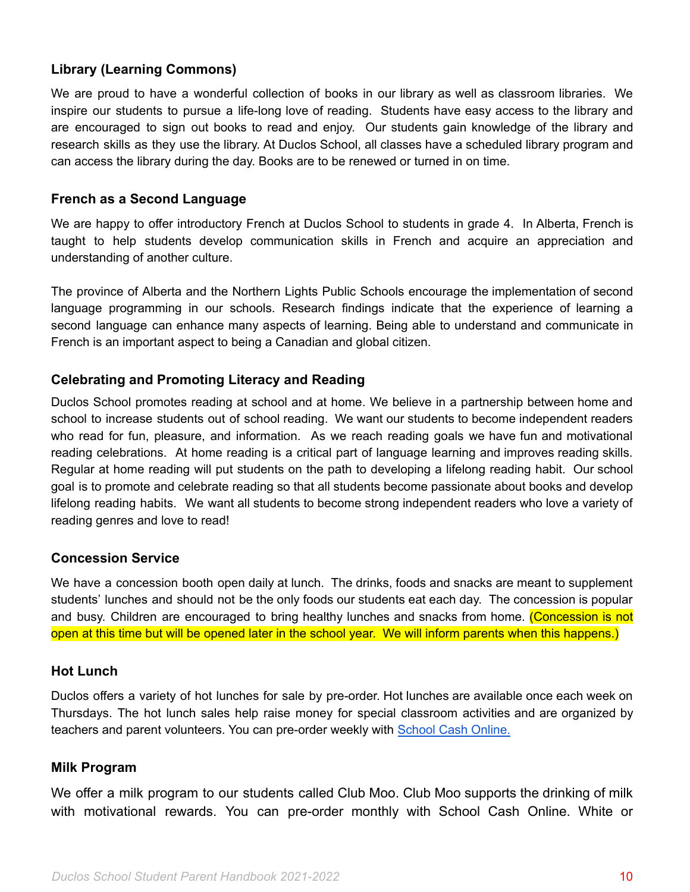### Library (Learning Commons)

We are proud to have a wonderful collection of books in our library as well as classroom libraries. We inspire our students to pursue a life-long love of reading. Students have easy access to the library and are encouraged to sign out books to read and enjoy. Our students gain knowledge of the library and research skills as they use the library. At Duclos School, all classes have a scheduled library program and can access the library during the day. Books are to be renewed or turned in on time.

### French as a Second Language

We are happy to offer introductory French at Duclos School to students in grade 4. In Alberta, French is taught to help students develop communication skills in French and acquire an appreciation and understanding of another culture.

The province of Alberta and the Northern Lights Public Schools encourage the implementation of second language programming in our schools. Research findings indicate that the experience of learning a second language can enhance many aspects of learning. Being able to understand and communicate in French is an important aspect to being a Canadian and global citizen.

### Celebrating and Promoting Literacy and Reading

Duclos School promotes reading at school and at home. We believe in a partnership between home and school to increase students out of school reading. We want our students to become independent readers who read for fun, pleasure, and information. As we reach reading goals we have fun and motivational reading celebrations. At home reading is a critical part of language learning and improves reading skills. Regular at home reading will put students on the path to developing a lifelong reading habit. Our school goal is to promote and celebrate reading so that all students become passionate about books and develop lifelong reading habits. We want all students to become strong independent readers who love a variety of reading genres and love to read!

### Concession Service

We have a concession booth open daily at lunch. The drinks, foods and snacks are meant to supplement students' lunches and should not be the only foods our students eat each day. The concession is popular and busy. Children are encouraged to bring healthy lunches and snacks from home. (Concession is not open at this time but will be opened later in the school year. We will inform parents when this happens.)

### Hot Lunch

Duclos offers a variety of hot lunches for sale by pre-order. Hot lunches are available once each week on Thursdays. The hot lunch sales help raise money for special classroom activities and are organized by teachers and parent volunteers. You can pre-order weekly with School Cash Online.

### Milk Program

We offer a milk program to our students called Club Moo. Club Moo supports the drinking of milk with motivational rewards. You can pre-order monthly with School Cash Online. White or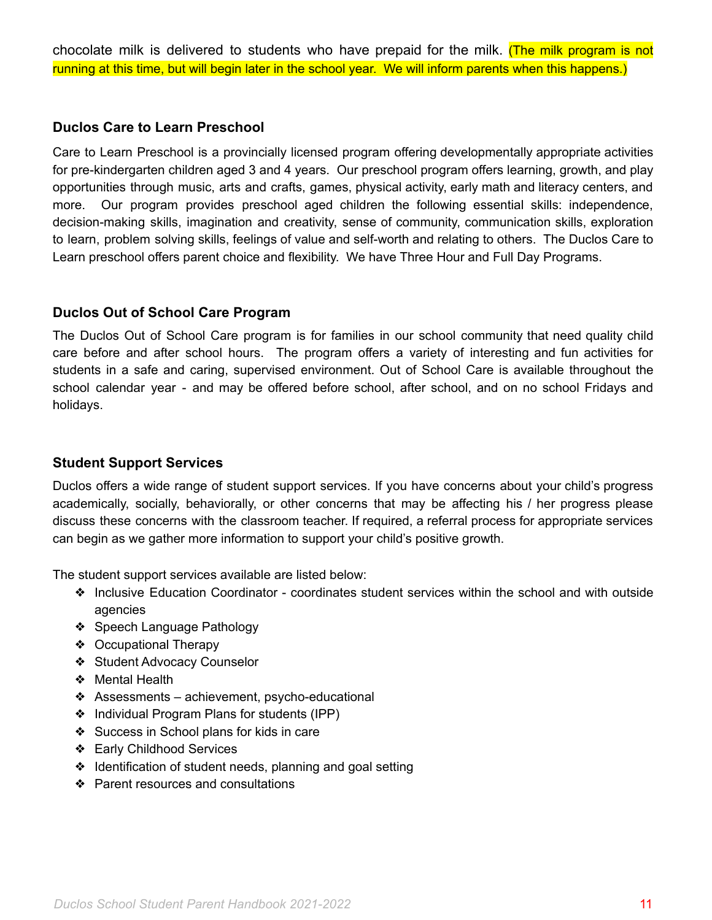chocolate milk is delivered to students who have prepaid for the milk. (The milk program is not running at this time, but will begin later in the school year. We will inform parents when this happens.)

### Duclos Care to Learn Preschool

Care to Learn Preschool is a provincially licensed program offering developmentally appropriate activities for pre-kindergarten children aged 3 and 4 years. Our preschool program offers learning, growth, and play opportunities through music, arts and crafts, games, physical activity, early math and literacy centers, and more. Our program provides preschool aged children the following essential skills: independence, decision-making skills, imagination and creativity, sense of community, communication skills, exploration to learn, problem solving skills, feelings of value and self-worth and relating to others. The Duclos Care to Learn preschool offers parent choice and flexibility. We have Three Hour and Full Day Programs.

### Duclos Out of School Care Program

The Duclos Out of School Care program is for families in our school community that need quality child care before and after school hours. The program offers a variety of interesting and fun activities for students in a safe and caring, supervised environment. Out of School Care is available throughout the school calendar year - and may be offered before school, after school, and on no school Fridays and holidays.

### Student Support Services

Duclos offers a wide range of student support services. If you have concerns about your child's progress academically, socially, behaviorally, or other concerns that may be affecting his / her progress please discuss these concerns with the classroom teacher. If required, a referral process for appropriate services can begin as we gather more information to support your child's positive growth.

The student support services available are listed below:

- Inclusive Education Coordinator - coordinates student services within the school and with outside agencies
- Speech Language Pathology
- Occupational Therapy
- Student Advocacy Counselor
- Mental Health
- Assessments – achievement, psycho-educational
- Individual Program Plans for students (IPP)
- Success in School plans for kids in care
- Early Childhood Services
- Identification of student needs, planning and goal setting
- Parent resources and consultations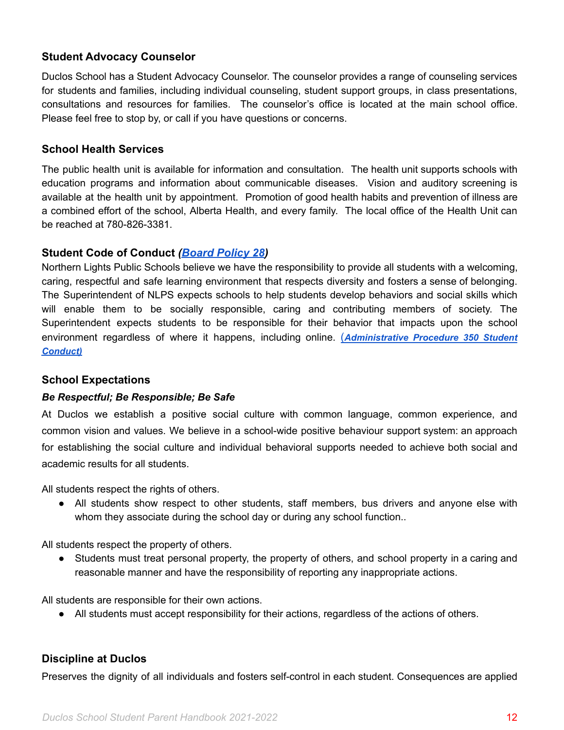### Student Advocacy Counselor

Duclos School has a Student Advocacy Counselor. The counselor provides a range of counseling services for students and families, including individual counseling, student support groups, in class presentations, consultations and resources for families. The counselor's office is located at the main school office. Please feel free to stop by, or call if you have questions or concerns.

### School Health Services

The public health unit is available for information and consultation. The health unit supports schools with education programs and information about communicable diseases. Vision and auditory screening is available at the health unit by appointment. Promotion of good health habits and prevention of illness are a combined effort of the school, Alberta Health, and every family. The local office of the Health Unit can be reached at 780-826-3381.

### Student Code of Conduct *(Board Policy 28)*

Northern Lights Public Schools believe we have the responsibility to provide all students with a welcoming, caring, respectful and safe learning environment that respects diversity and fosters a sense of belonging. The Superintendent of NLPS expects schools to help students develop behaviors and social skills which will enable them to be socially responsible, caring and contributing members of society. The Superintendent expects students to be responsible for their behavior that impacts upon the school environment regardless of where it happens, including online. (***Administrative Procedure 350 Student Conduct)***

### School Expectations

***Be Respectful; Be Responsible; Be Safe***

At Duclos we establish a positive social culture with common language, common experience, and common vision and values. We believe in a school-wide positive behaviour support system: an approach for establishing the social culture and individual behavioral supports needed to achieve both social and academic results for all students.

All students respect the rights of others.

- All students show respect to other students, staff members, bus drivers and anyone else with whom they associate during the school day or during any school function..

All students respect the property of others.

- Students must treat personal property, the property of others, and school property in a caring and reasonable manner and have the responsibility of reporting any inappropriate actions.

All students are responsible for their own actions.

- All students must accept responsibility for their actions, regardless of the actions of others.

### Discipline at Duclos

Preserves the dignity of all individuals and fosters self-control in each student. Consequences are applied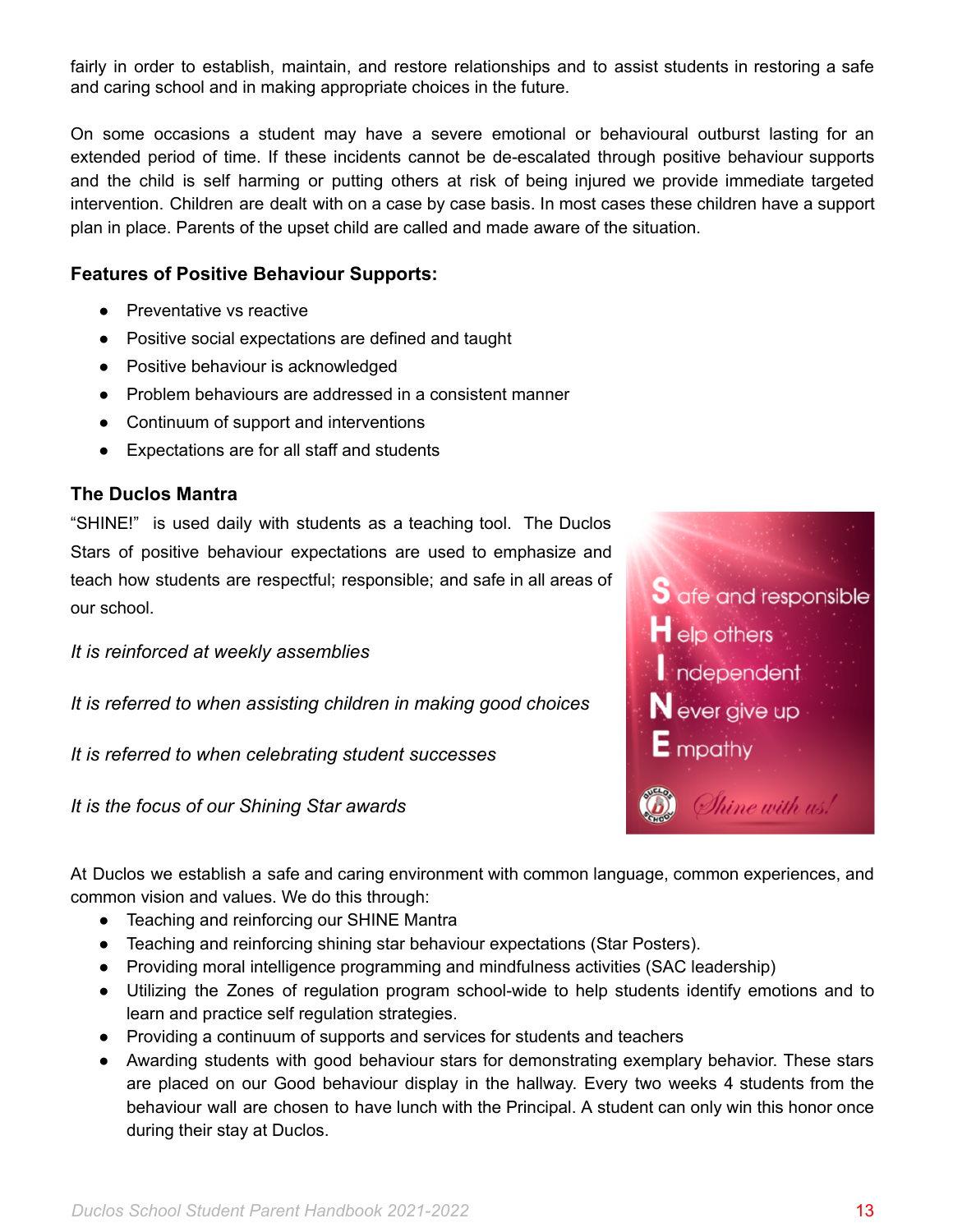fairly in order to establish, maintain, and restore relationships and to assist students in restoring a safe and caring school and in making appropriate choices in the future.

On some occasions a student may have a severe emotional or behavioural outburst lasting for an extended period of time. If these incidents cannot be de-escalated through positive behaviour supports and the child is self harming or putting others at risk of being injured we provide immediate targeted intervention. Children are dealt with on a case by case basis. In most cases these children have a support plan in place. Parents of the upset child are called and made aware of the situation.

### Features of Positive Behaviour Supports:

- Preventative vs reactive
- Positive social expectations are defined and taught
- Positive behaviour is acknowledged
- Problem behaviours are addressed in a consistent manner
- Continuum of support and interventions
- Expectations are for all staff and students

### The Duclos Mantra

"SHINE!" is used daily with students as a teaching tool. The Duclos Stars of positive behaviour expectations are used to emphasize and teach how students are respectful; responsible; and safe in all areas of our school.

*It is reinforced at weekly assemblies*

*It is referred to when assisting children in making good choices*

*It is referred to when celebrating student successes*

*It is the focus of our Shining Star awards*

**S** afe and responsible
**H** elp others
**I** ndependent
**N** ever give up
**E** mpathy

*Shine with us!*

At Duclos we establish a safe and caring environment with common language, common experiences, and common vision and values. We do this through:

- Teaching and reinforcing our SHINE Mantra
- Teaching and reinforcing shining star behaviour expectations (Star Posters).
- Providing moral intelligence programming and mindfulness activities (SAC leadership)
- Utilizing the Zones of regulation program school-wide to help students identify emotions and to learn and practice self regulation strategies.
- Providing a continuum of supports and services for students and teachers
- Awarding students with good behaviour stars for demonstrating exemplary behavior. These stars are placed on our Good behaviour display in the hallway. Every two weeks 4 students from the behaviour wall are chosen to have lunch with the Principal. A student can only win this honor once during their stay at Duclos.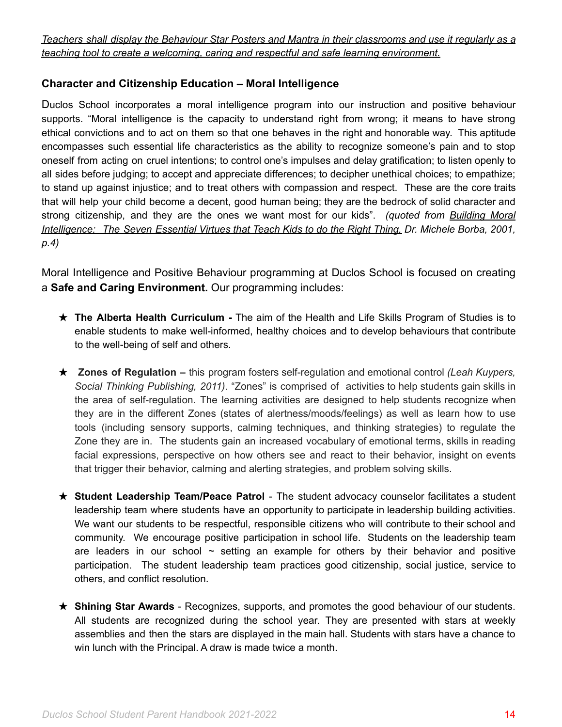*Teachers shall display the Behaviour Star Posters and Mantra in their classrooms and use it regularly as a teaching tool to create a welcoming, caring and respectful and safe learning environment.*

**Character and Citizenship Education – Moral Intelligence**

Duclos School incorporates a moral intelligence program into our instruction and positive behaviour supports. "Moral intelligence is the capacity to understand right from wrong; it means to have strong ethical convictions and to act on them so that one behaves in the right and honorable way. This aptitude encompasses such essential life characteristics as the ability to recognize someone's pain and to stop oneself from acting on cruel intentions; to control one's impulses and delay gratification; to listen openly to all sides before judging; to accept and appreciate differences; to decipher unethical choices; to empathize; to stand up against injustice; and to treat others with compassion and respect. These are the core traits that will help your child become a decent, good human being; they are the bedrock of solid character and strong citizenship, and they are the ones we want most for our kids". *(quoted from Building Moral Intelligence: The Seven Essential Virtues that Teach Kids to do the Right Thing, Dr. Michele Borba, 2001, p.4)*

Moral Intelligence and Positive Behaviour programming at Duclos School is focused on creating a **Safe and Caring Environment.** Our programming includes:

- ★ **The Alberta Health Curriculum -** The aim of the Health and Life Skills Program of Studies is to enable students to make well-informed, healthy choices and to develop behaviours that contribute to the well-being of self and others.

- ★ **Zones of Regulation –** this program fosters self-regulation and emotional control *(Leah Kuypers, Social Thinking Publishing, 2011)*. "Zones" is comprised of activities to help students gain skills in the area of self-regulation. The learning activities are designed to help students recognize when they are in the different Zones (states of alertness/moods/feelings) as well as learn how to use tools (including sensory supports, calming techniques, and thinking strategies) to regulate the Zone they are in. The students gain an increased vocabulary of emotional terms, skills in reading facial expressions, perspective on how others see and react to their behavior, insight on events that trigger their behavior, calming and alerting strategies, and problem solving skills.

- ★ **Student Leadership Team/Peace Patrol** - The student advocacy counselor facilitates a student leadership team where students have an opportunity to participate in leadership building activities. We want our students to be respectful, responsible citizens who will contribute to their school and community. We encourage positive participation in school life. Students on the leadership team are leaders in our school ~ setting an example for others by their behavior and positive participation. The student leadership team practices good citizenship, social justice, service to others, and conflict resolution.

- ★ **Shining Star Awards** - Recognizes, supports, and promotes the good behaviour of our students. All students are recognized during the school year. They are presented with stars at weekly assemblies and then the stars are displayed in the main hall. Students with stars have a chance to win lunch with the Principal. A draw is made twice a month.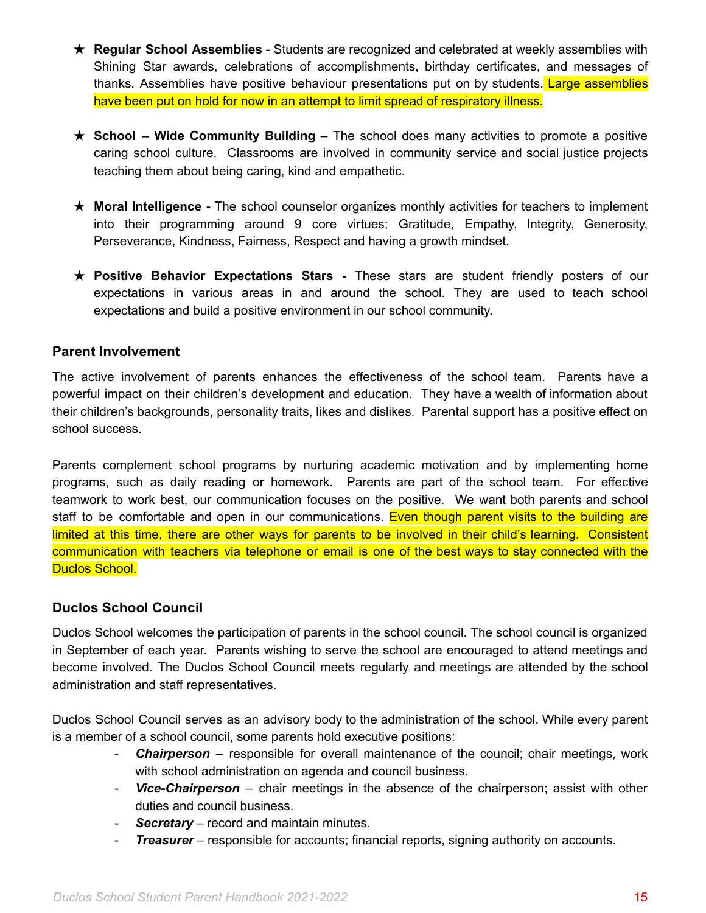- ★ **Regular School Assemblies** - Students are recognized and celebrated at weekly assemblies with Shining Star awards, celebrations of accomplishments, birthday certificates, and messages of thanks. Assemblies have positive behaviour presentations put on by students. Large assemblies have been put on hold for now in an attempt to limit spread of respiratory illness.

- ★ **School – Wide Community Building** – The school does many activities to promote a positive caring school culture. Classrooms are involved in community service and social justice projects teaching them about being caring, kind and empathetic.

- ★ **Moral Intelligence -** The school counselor organizes monthly activities for teachers to implement into their programming around 9 core virtues; Gratitude, Empathy, Integrity, Generosity, Perseverance, Kindness, Fairness, Respect and having a growth mindset.

- ★ **Positive Behavior Expectations Stars -** These stars are student friendly posters of our expectations in various areas in and around the school. They are used to teach school expectations and build a positive environment in our school community.

### Parent Involvement

The active involvement of parents enhances the effectiveness of the school team. Parents have a powerful impact on their children's development and education. They have a wealth of information about their children's backgrounds, personality traits, likes and dislikes. Parental support has a positive effect on school success.

Parents complement school programs by nurturing academic motivation and by implementing home programs, such as daily reading or homework. Parents are part of the school team. For effective teamwork to work best, our communication focuses on the positive. We want both parents and school staff to be comfortable and open in our communications. Even though parent visits to the building are limited at this time, there are other ways for parents to be involved in their child's learning. Consistent communication with teachers via telephone or email is one of the best ways to stay connected with the Duclos School.

### Duclos School Council

Duclos School welcomes the participation of parents in the school council. The school council is organized in September of each year. Parents wishing to serve the school are encouraged to attend meetings and become involved. The Duclos School Council meets regularly and meetings are attended by the school administration and staff representatives.

Duclos School Council serves as an advisory body to the administration of the school. While every parent is a member of a school council, some parents hold executive positions:

- ***Chairperson*** – responsible for overall maintenance of the council; chair meetings, work with school administration on agenda and council business.
- ***Vice-Chairperson*** – chair meetings in the absence of the chairperson; assist with other duties and council business.
- ***Secretary*** – record and maintain minutes.
- ***Treasurer*** – responsible for accounts; financial reports, signing authority on accounts.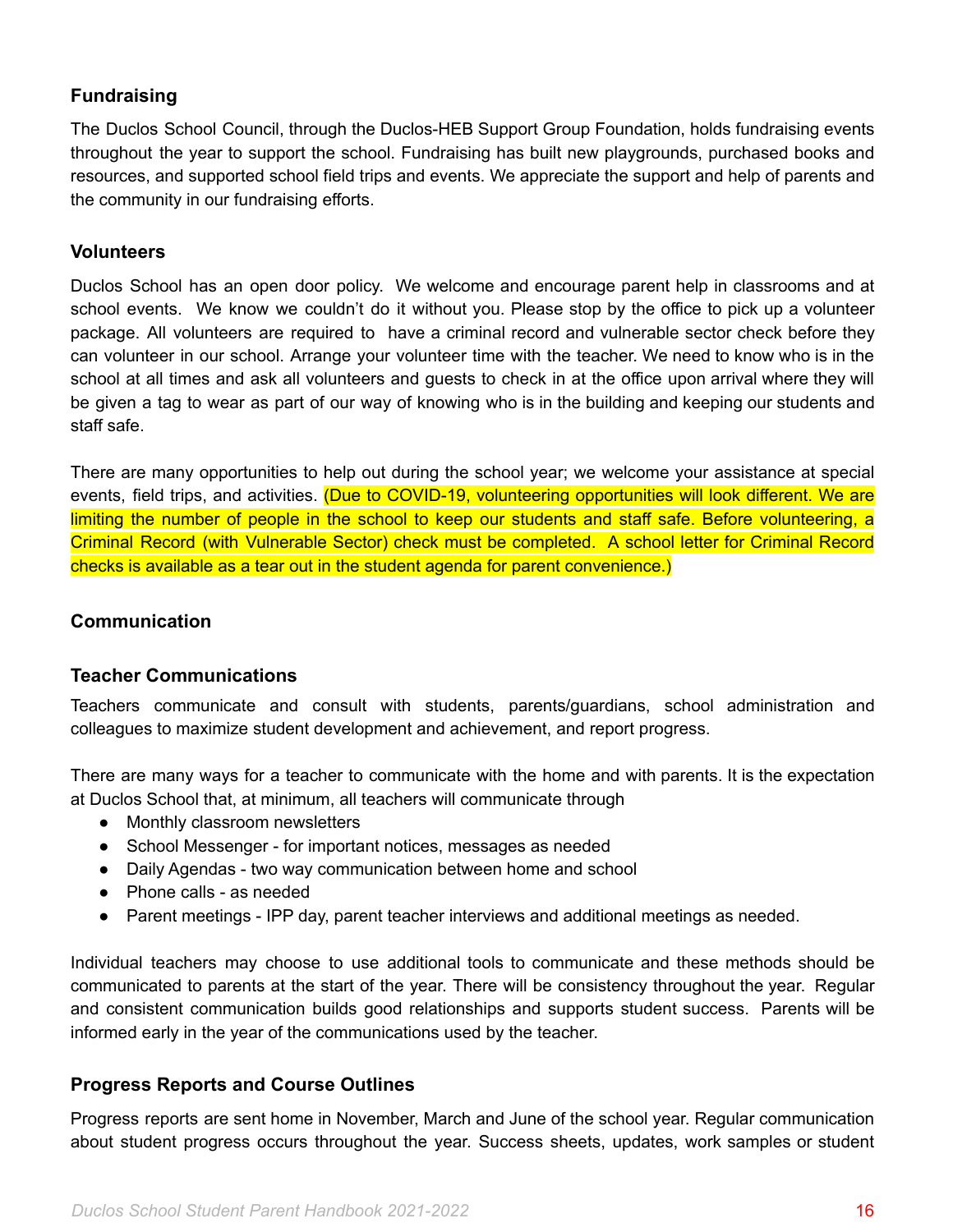## Fundraising

The Duclos School Council, through the Duclos-HEB Support Group Foundation, holds fundraising events throughout the year to support the school. Fundraising has built new playgrounds, purchased books and resources, and supported school field trips and events. We appreciate the support and help of parents and the community in our fundraising efforts.

## Volunteers

Duclos School has an open door policy. We welcome and encourage parent help in classrooms and at school events. We know we couldn't do it without you. Please stop by the office to pick up a volunteer package. All volunteers are required to have a criminal record and vulnerable sector check before they can volunteer in our school. Arrange your volunteer time with the teacher. We need to know who is in the school at all times and ask all volunteers and guests to check in at the office upon arrival where they will be given a tag to wear as part of our way of knowing who is in the building and keeping our students and staff safe.

There are many opportunities to help out during the school year; we welcome your assistance at special events, field trips, and activities. (Due to COVID-19, volunteering opportunities will look different. We are limiting the number of people in the school to keep our students and staff safe. Before volunteering, a Criminal Record (with Vulnerable Sector) check must be completed. A school letter for Criminal Record checks is available as a tear out in the student agenda for parent convenience.)

## Communication

### Teacher Communications

Teachers communicate and consult with students, parents/guardians, school administration and colleagues to maximize student development and achievement, and report progress.

There are many ways for a teacher to communicate with the home and with parents. It is the expectation at Duclos School that, at minimum, all teachers will communicate through

- Monthly classroom newsletters
- School Messenger - for important notices, messages as needed
- Daily Agendas - two way communication between home and school
- Phone calls - as needed
- Parent meetings - IPP day, parent teacher interviews and additional meetings as needed.

Individual teachers may choose to use additional tools to communicate and these methods should be communicated to parents at the start of the year. There will be consistency throughout the year. Regular and consistent communication builds good relationships and supports student success. Parents will be informed early in the year of the communications used by the teacher.

### Progress Reports and Course Outlines

Progress reports are sent home in November, March and June of the school year. Regular communication about student progress occurs throughout the year. Success sheets, updates, work samples or student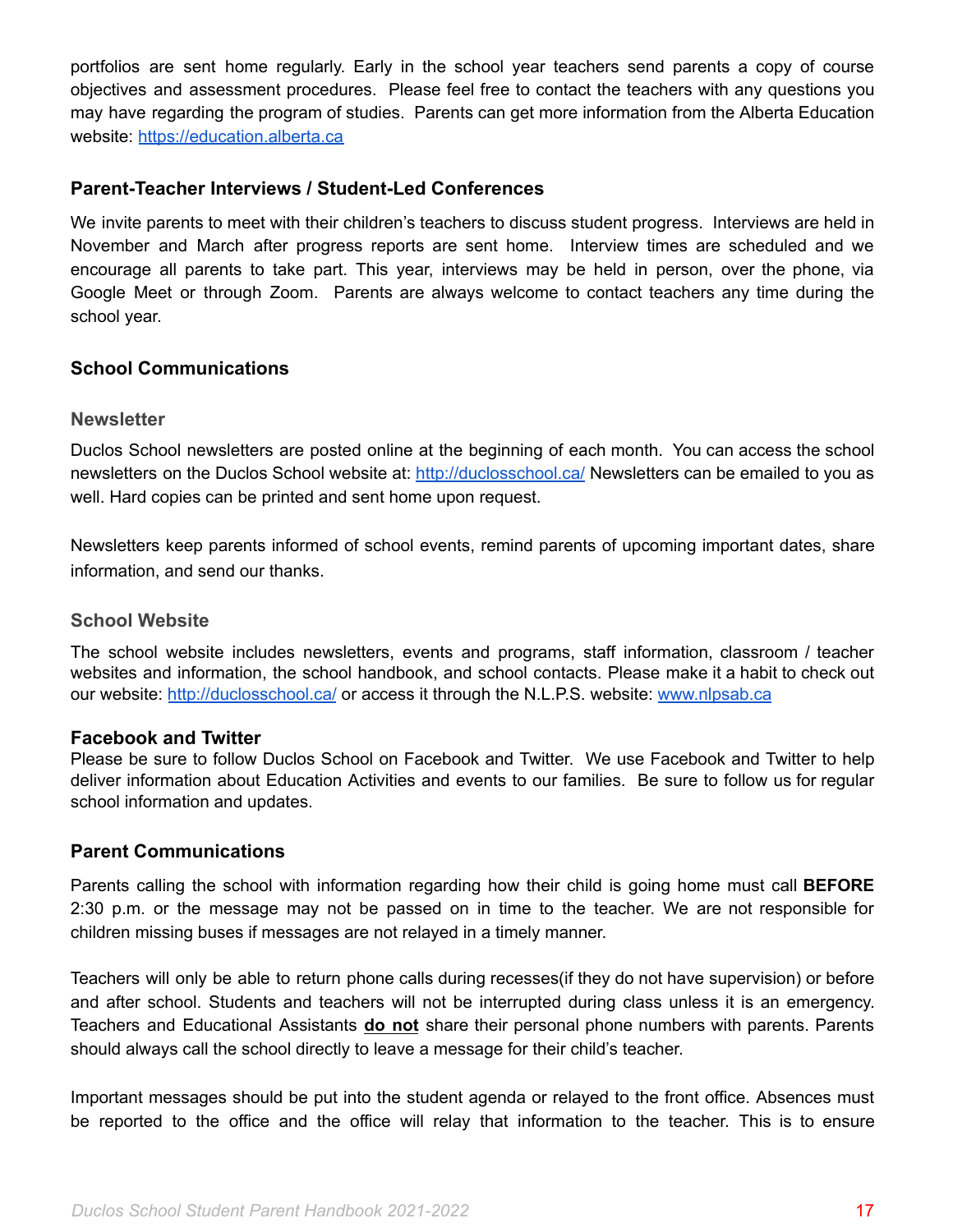portfolios are sent home regularly. Early in the school year teachers send parents a copy of course objectives and assessment procedures. Please feel free to contact the teachers with any questions you may have regarding the program of studies. Parents can get more information from the Alberta Education website: [https://education.alberta.ca](https://education.alberta.ca)

## Parent-Teacher Interviews / Student-Led Conferences

We invite parents to meet with their children's teachers to discuss student progress. Interviews are held in November and March after progress reports are sent home. Interview times are scheduled and we encourage all parents to take part. This year, interviews may be held in person, over the phone, via Google Meet or through Zoom. Parents are always welcome to contact teachers any time during the school year.

## School Communications

### Newsletter

Duclos School newsletters are posted online at the beginning of each month. You can access the school newsletters on the Duclos School website at: [http://duclosschool.ca/](http://duclosschool.ca/) Newsletters can be emailed to you as well. Hard copies can be printed and sent home upon request.

Newsletters keep parents informed of school events, remind parents of upcoming important dates, share information, and send our thanks.

### School Website

The school website includes newsletters, events and programs, staff information, classroom / teacher websites and information, the school handbook, and school contacts. Please make it a habit to check out our website: [http://duclosschool.ca/](http://duclosschool.ca/) or access it through the N.L.P.S. website: [www.nlpsab.ca](www.nlpsab.ca)

### Facebook and Twitter

Please be sure to follow Duclos School on Facebook and Twitter. We use Facebook and Twitter to help deliver information about Education Activities and events to our families. Be sure to follow us for regular school information and updates.

## Parent Communications

Parents calling the school with information regarding how their child is going home must call **BEFORE** 2:30 p.m. or the message may not be passed on in time to the teacher. We are not responsible for children missing buses if messages are not relayed in a timely manner.

Teachers will only be able to return phone calls during recesses(if they do not have supervision) or before and after school. Students and teachers will not be interrupted during class unless it is an emergency. Teachers and Educational Assistants **do not** share their personal phone numbers with parents. Parents should always call the school directly to leave a message for their child's teacher.

Important messages should be put into the student agenda or relayed to the front office. Absences must be reported to the office and the office will relay that information to the teacher. This is to ensure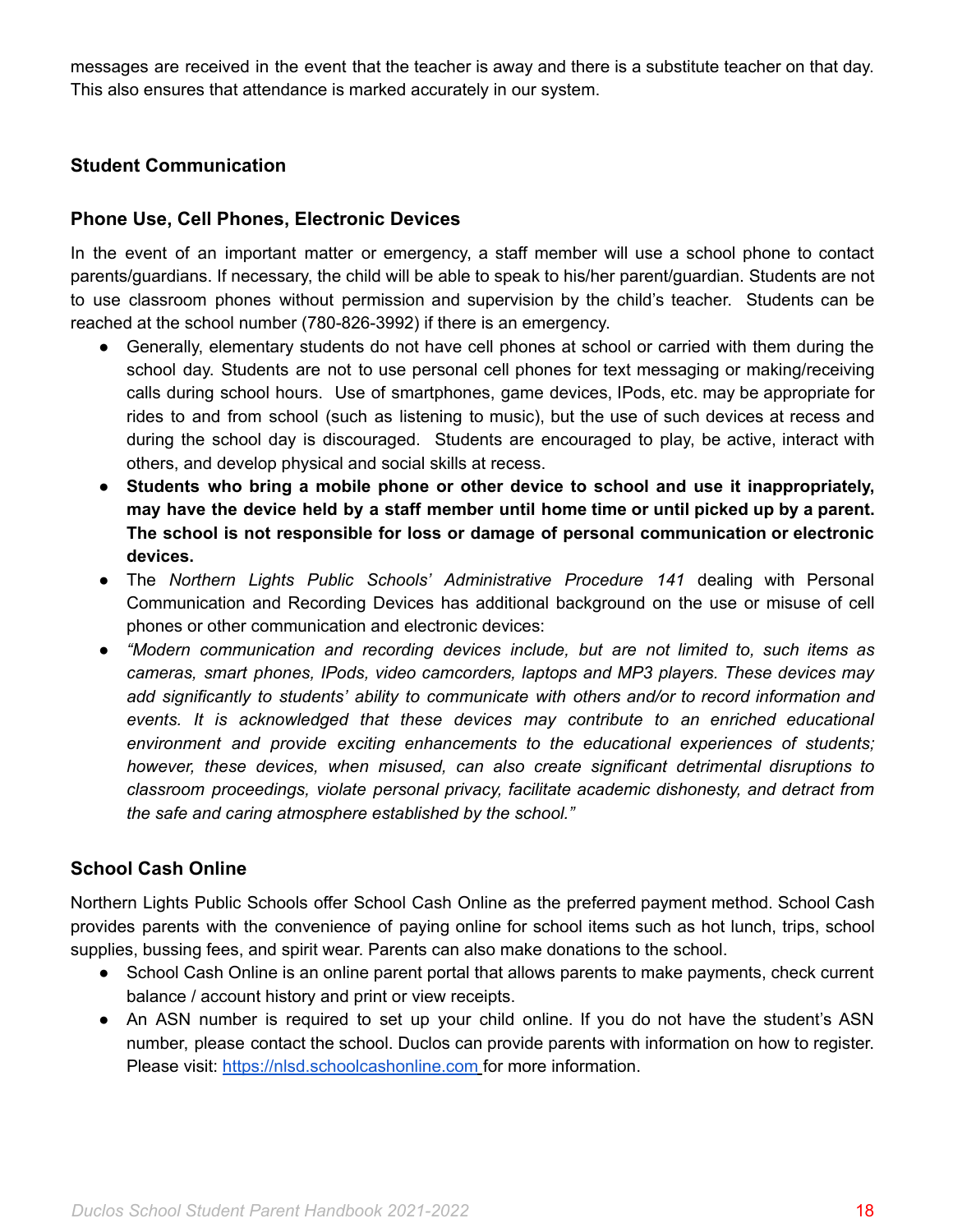messages are received in the event that the teacher is away and there is a substitute teacher on that day. This also ensures that attendance is marked accurately in our system.

## Student Communication

### Phone Use, Cell Phones, Electronic Devices

In the event of an important matter or emergency, a staff member will use a school phone to contact parents/guardians. If necessary, the child will be able to speak to his/her parent/guardian. Students are not to use classroom phones without permission and supervision by the child's teacher. Students can be reached at the school number (780-826-3992) if there is an emergency.

- Generally, elementary students do not have cell phones at school or carried with them during the school day. Students are not to use personal cell phones for text messaging or making/receiving calls during school hours. Use of smartphones, game devices, IPods, etc. may be appropriate for rides to and from school (such as listening to music), but the use of such devices at recess and during the school day is discouraged. Students are encouraged to play, be active, interact with others, and develop physical and social skills at recess.
- **Students who bring a mobile phone or other device to school and use it inappropriately, may have the device held by a staff member until home time or until picked up by a parent. The school is not responsible for loss or damage of personal communication or electronic devices.**
- The *Northern Lights Public Schools' Administrative Procedure 141* dealing with Personal Communication and Recording Devices has additional background on the use or misuse of cell phones or other communication and electronic devices:
- *"Modern communication and recording devices include, but are not limited to, such items as cameras, smart phones, IPods, video camcorders, laptops and MP3 players. These devices may add significantly to students' ability to communicate with others and/or to record information and events. It is acknowledged that these devices may contribute to an enriched educational environment and provide exciting enhancements to the educational experiences of students; however, these devices, when misused, can also create significant detrimental disruptions to classroom proceedings, violate personal privacy, facilitate academic dishonesty, and detract from the safe and caring atmosphere established by the school."*

### School Cash Online

Northern Lights Public Schools offer School Cash Online as the preferred payment method. School Cash provides parents with the convenience of paying online for school items such as hot lunch, trips, school supplies, bussing fees, and spirit wear. Parents can also make donations to the school.

- School Cash Online is an online parent portal that allows parents to make payments, check current balance / account history and print or view receipts.
- An ASN number is required to set up your child online. If you do not have the student's ASN number, please contact the school. Duclos can provide parents with information on how to register. Please visit: [https://nlsd.schoolcashonline.com](https://nlsd.schoolcashonline.com) for more information.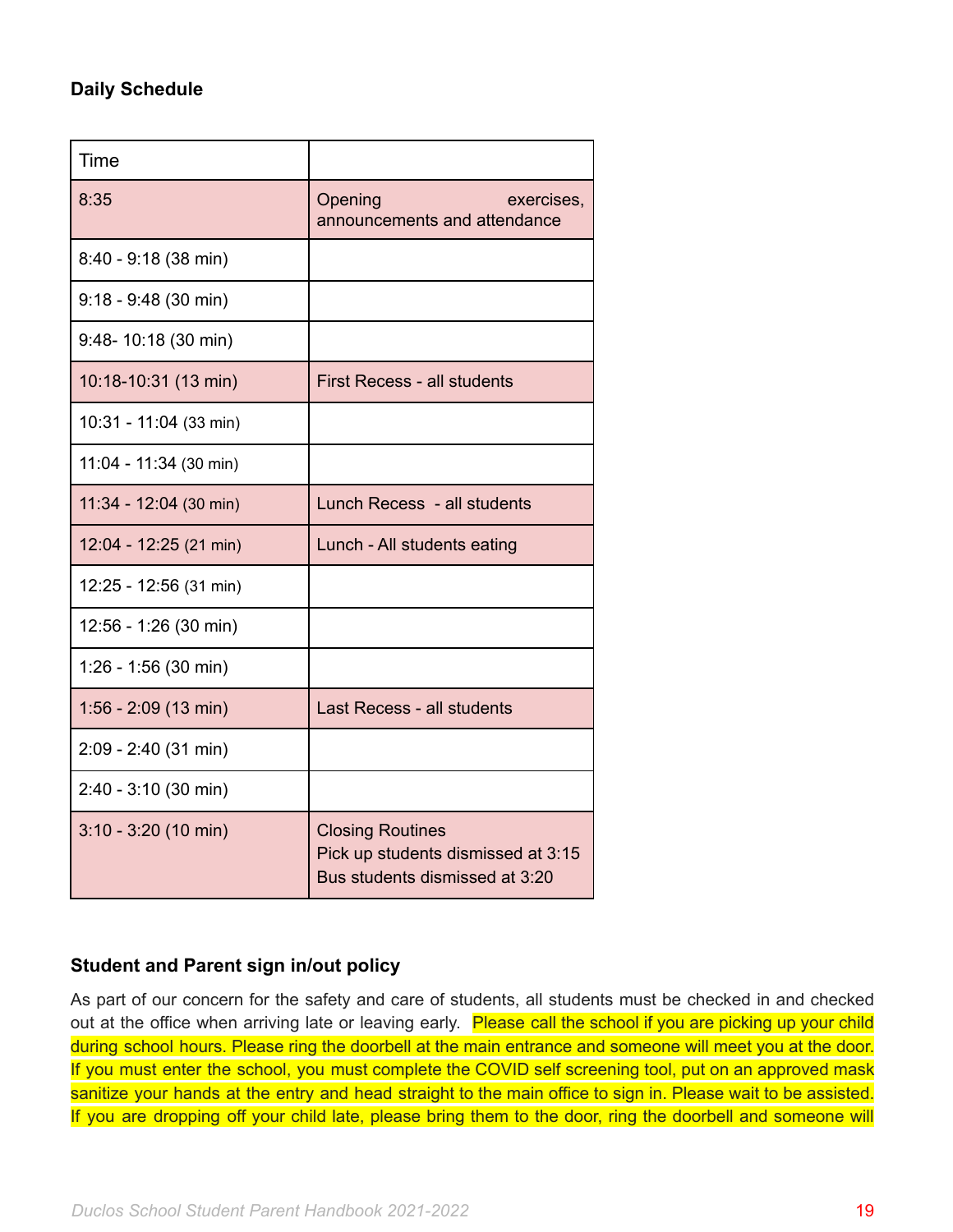**Daily Schedule**

| Time | |
|---|---|
| 8:35 | Opening exercises, announcements and attendance |
| 8:40 - 9:18 (38 min) | |
| 9:18 - 9:48 (30 min) | |
| 9:48- 10:18 (30 min) | |
| 10:18-10:31 (13 min) | First Recess - all students |
| 10:31 - 11:04 (33 min) | |
| 11:04 - 11:34 (30 min) | |
| 11:34 - 12:04 (30 min) | Lunch Recess - all students |
| 12:04 - 12:25 (21 min) | Lunch - All students eating |
| 12:25 - 12:56 (31 min) | |
| 12:56 - 1:26 (30 min) | |
| 1:26 - 1:56 (30 min) | |
| 1:56 - 2:09 (13 min) | Last Recess - all students |
| 2:09 - 2:40 (31 min) | |
| 2:40 - 3:10 (30 min) | |
| 3:10 - 3:20 (10 min) | Closing Routines<br>Pick up students dismissed at 3:15<br>Bus students dismissed at 3:20 |

**Student and Parent sign in/out policy**

As part of our concern for the safety and care of students, all students must be checked in and checked out at the office when arriving late or leaving early. Please call the school if you are picking up your child during school hours. Please ring the doorbell at the main entrance and someone will meet you at the door. If you must enter the school, you must complete the COVID self screening tool, put on an approved mask sanitize your hands at the entry and head straight to the main office to sign in. Please wait to be assisted. If you are dropping off your child late, please bring them to the door, ring the doorbell and someone will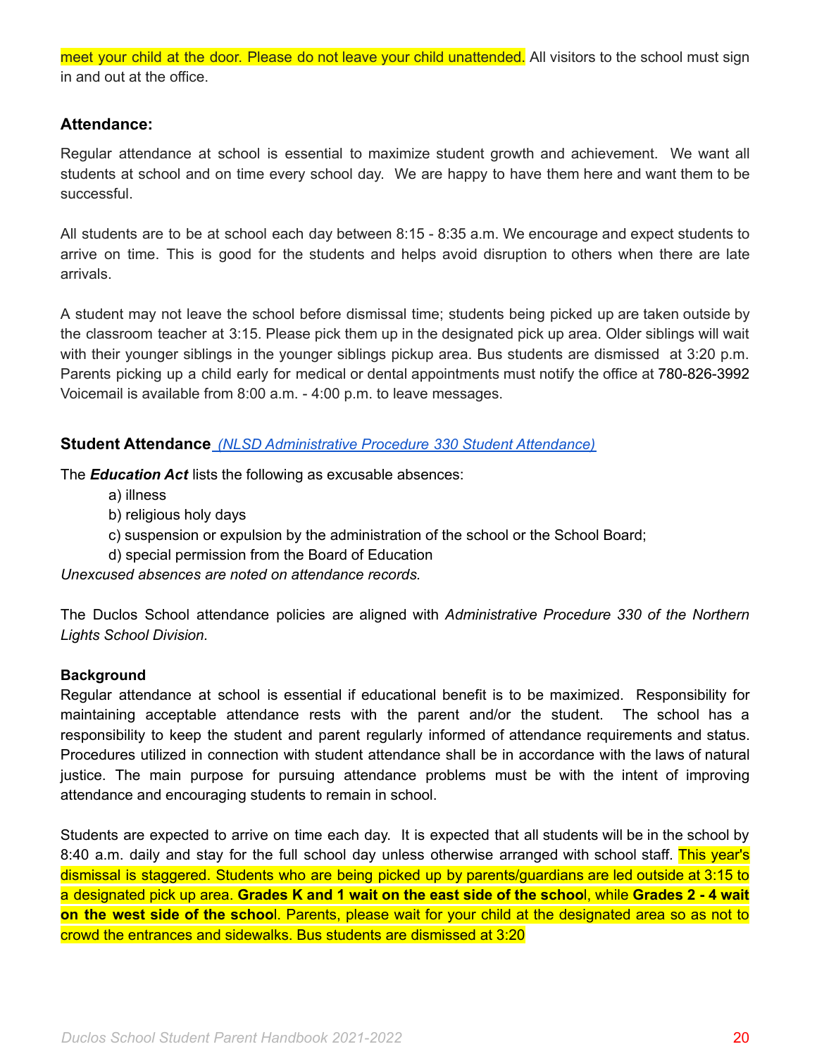meet your child at the door. Please do not leave your child unattended. All visitors to the school must sign in and out at the office.

### Attendance:

Regular attendance at school is essential to maximize student growth and achievement. We want all students at school and on time every school day. We are happy to have them here and want them to be successful.

All students are to be at school each day between 8:15 - 8:35 a.m. We encourage and expect students to arrive on time. This is good for the students and helps avoid disruption to others when there are late arrivals.

A student may not leave the school before dismissal time; students being picked up are taken outside by the classroom teacher at 3:15. Please pick them up in the designated pick up area. Older siblings will wait with their younger siblings in the younger siblings pickup area. Bus students are dismissed at 3:20 p.m. Parents picking up a child early for medical or dental appointments must notify the office at 780-826-3992 Voicemail is available from 8:00 a.m. - 4:00 p.m. to leave messages.

### Student Attendance *(NLSD Administrative Procedure 330 Student Attendance)*

The ***Education Act*** lists the following as excusable absences:

a) illness
b) religious holy days
c) suspension or expulsion by the administration of the school or the School Board;
d) special permission from the Board of Education

*Unexcused absences are noted on attendance records.*

The Duclos School attendance policies are aligned with *Administrative Procedure 330 of the Northern Lights School Division.*

**Background**

Regular attendance at school is essential if educational benefit is to be maximized. Responsibility for maintaining acceptable attendance rests with the parent and/or the student. The school has a responsibility to keep the student and parent regularly informed of attendance requirements and status. Procedures utilized in connection with student attendance shall be in accordance with the laws of natural justice. The main purpose for pursuing attendance problems must be with the intent of improving attendance and encouraging students to remain in school.

Students are expected to arrive on time each day. It is expected that all students will be in the school by 8:40 a.m. daily and stay for the full school day unless otherwise arranged with school staff. This year's dismissal is staggered. Students who are being picked up by parents/guardians are led outside at 3:15 to a designated pick up area. **Grades K and 1 wait on the east side of the school**, while **Grades 2 - 4 wait on the west side of the school**. Parents, please wait for your child at the designated area so as not to crowd the entrances and sidewalks. Bus students are dismissed at 3:20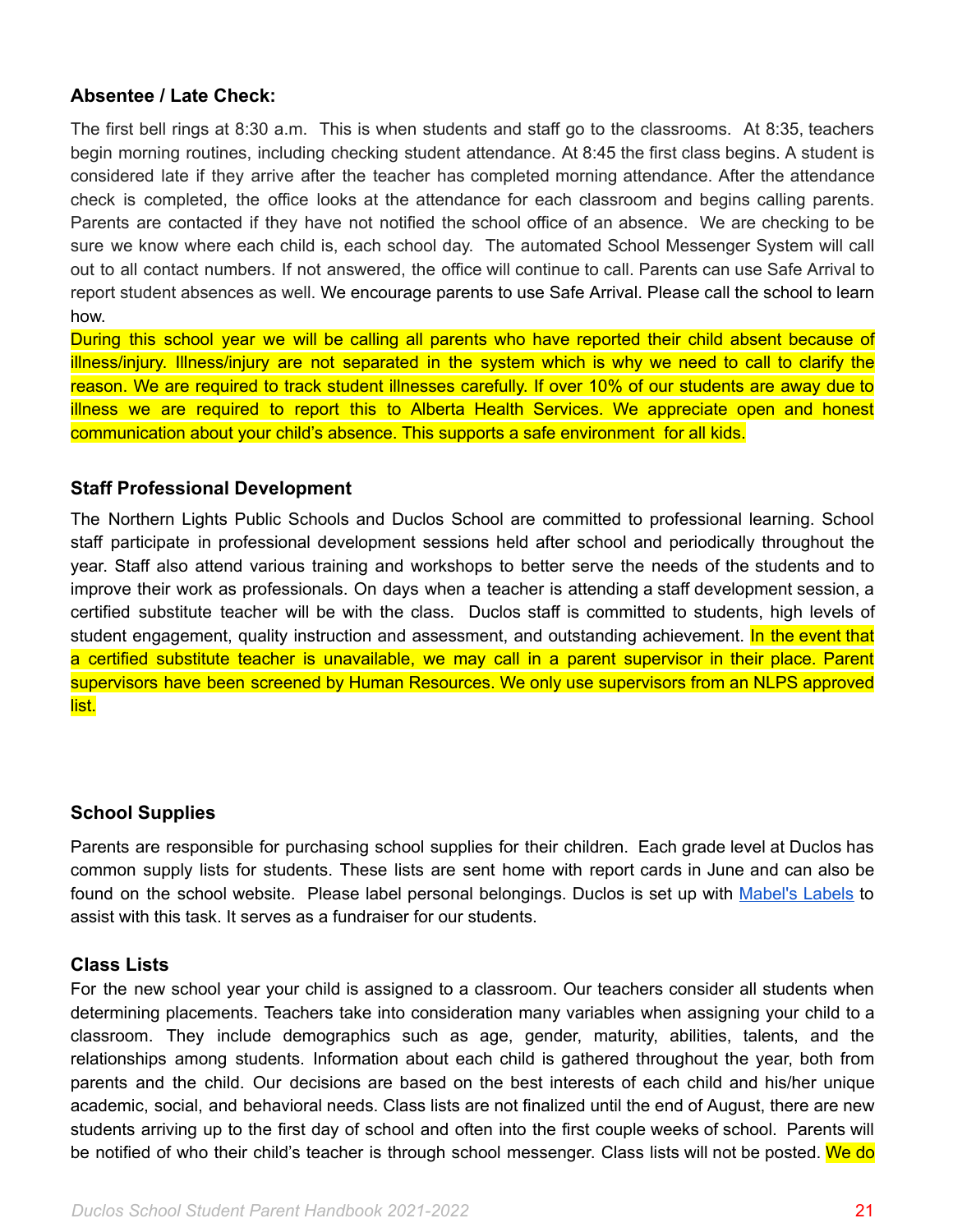### Absentee / Late Check:

The first bell rings at 8:30 a.m. This is when students and staff go to the classrooms. At 8:35, teachers begin morning routines, including checking student attendance. At 8:45 the first class begins. A student is considered late if they arrive after the teacher has completed morning attendance. After the attendance check is completed, the office looks at the attendance for each classroom and begins calling parents. Parents are contacted if they have not notified the school office of an absence. We are checking to be sure we know where each child is, each school day. The automated School Messenger System will call out to all contact numbers. If not answered, the office will continue to call. Parents can use Safe Arrival to report student absences as well. We encourage parents to use Safe Arrival. Please call the school to learn how.

During this school year we will be calling all parents who have reported their child absent because of illness/injury. Illness/injury are not separated in the system which is why we need to call to clarify the reason. We are required to track student illnesses carefully. If over 10% of our students are away due to illness we are required to report this to Alberta Health Services. We appreciate open and honest communication about your child's absence. This supports a safe environment for all kids.

### Staff Professional Development

The Northern Lights Public Schools and Duclos School are committed to professional learning. School staff participate in professional development sessions held after school and periodically throughout the year. Staff also attend various training and workshops to better serve the needs of the students and to improve their work as professionals. On days when a teacher is attending a staff development session, a certified substitute teacher will be with the class. Duclos staff is committed to students, high levels of student engagement, quality instruction and assessment, and outstanding achievement. In the event that a certified substitute teacher is unavailable, we may call in a parent supervisor in their place. Parent supervisors have been screened by Human Resources. We only use supervisors from an NLPS approved list.

### School Supplies

Parents are responsible for purchasing school supplies for their children. Each grade level at Duclos has common supply lists for students. These lists are sent home with report cards in June and can also be found on the school website. Please label personal belongings. Duclos is set up with Mabel's Labels to assist with this task. It serves as a fundraiser for our students.

### Class Lists

For the new school year your child is assigned to a classroom. Our teachers consider all students when determining placements. Teachers take into consideration many variables when assigning your child to a classroom. They include demographics such as age, gender, maturity, abilities, talents, and the relationships among students. Information about each child is gathered throughout the year, both from parents and the child. Our decisions are based on the best interests of each child and his/her unique academic, social, and behavioral needs. Class lists are not finalized until the end of August, there are new students arriving up to the first day of school and often into the first couple weeks of school. Parents will be notified of who their child's teacher is through school messenger. Class lists will not be posted. We do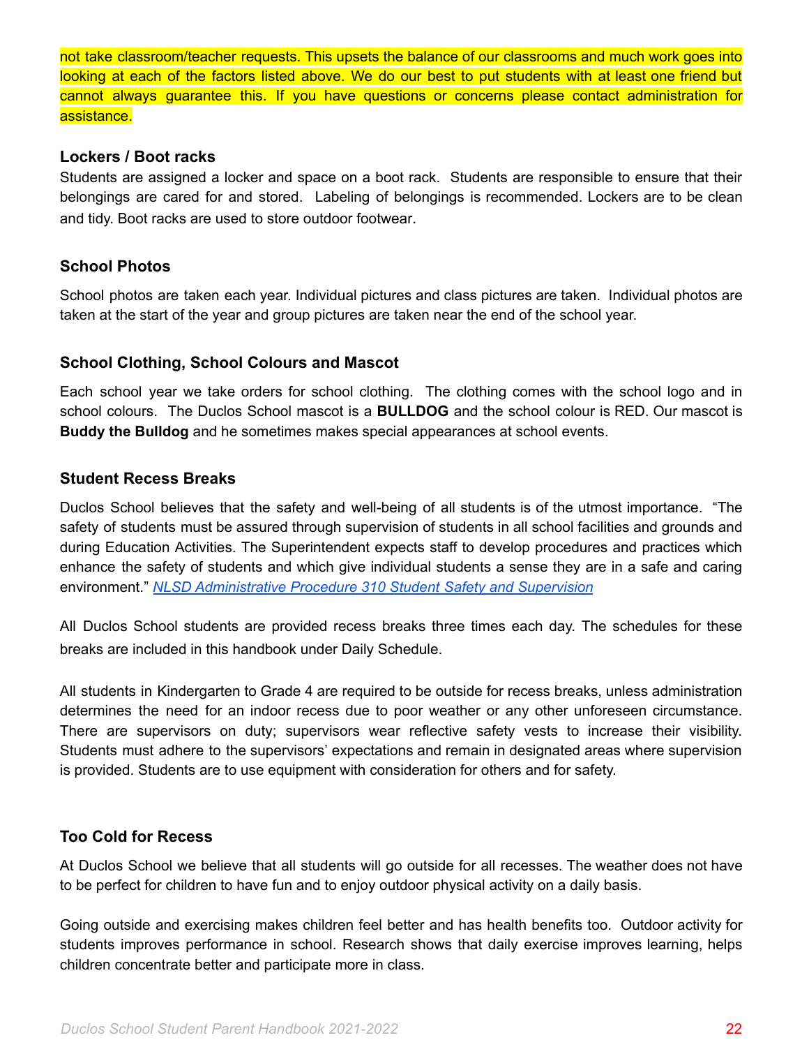not take classroom/teacher requests. This upsets the balance of our classrooms and much work goes into looking at each of the factors listed above. We do our best to put students with at least one friend but cannot always guarantee this. If you have questions or concerns please contact administration for assistance.

### Lockers / Boot racks

Students are assigned a locker and space on a boot rack. Students are responsible to ensure that their belongings are cared for and stored. Labeling of belongings is recommended. Lockers are to be clean and tidy. Boot racks are used to store outdoor footwear.

### School Photos

School photos are taken each year. Individual pictures and class pictures are taken. Individual photos are taken at the start of the year and group pictures are taken near the end of the school year.

### School Clothing, School Colours and Mascot

Each school year we take orders for school clothing. The clothing comes with the school logo and in school colours. The Duclos School mascot is a **BULLDOG** and the school colour is RED. Our mascot is **Buddy the Bulldog** and he sometimes makes special appearances at school events.

### Student Recess Breaks

Duclos School believes that the safety and well-being of all students is of the utmost importance. "The safety of students must be assured through supervision of students in all school facilities and grounds and during Education Activities. The Superintendent expects staff to develop procedures and practices which enhance the safety of students and which give individual students a sense they are in a safe and caring environment." *NLSD Administrative Procedure 310 Student Safety and Supervision*

All Duclos School students are provided recess breaks three times each day. The schedules for these breaks are included in this handbook under Daily Schedule.

All students in Kindergarten to Grade 4 are required to be outside for recess breaks, unless administration determines the need for an indoor recess due to poor weather or any other unforeseen circumstance. There are supervisors on duty; supervisors wear reflective safety vests to increase their visibility. Students must adhere to the supervisors' expectations and remain in designated areas where supervision is provided. Students are to use equipment with consideration for others and for safety.

### Too Cold for Recess

At Duclos School we believe that all students will go outside for all recesses. The weather does not have to be perfect for children to have fun and to enjoy outdoor physical activity on a daily basis.

Going outside and exercising makes children feel better and has health benefits too. Outdoor activity for students improves performance in school. Research shows that daily exercise improves learning, helps children concentrate better and participate more in class.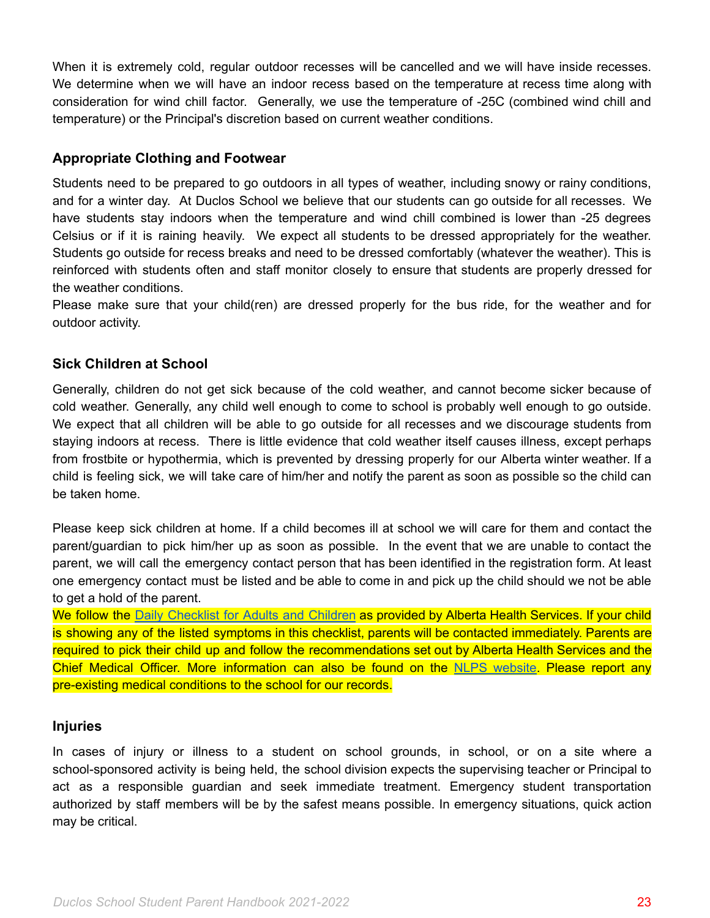When it is extremely cold, regular outdoor recesses will be cancelled and we will have inside recesses. We determine when we will have an indoor recess based on the temperature at recess time along with consideration for wind chill factor. Generally, we use the temperature of -25C (combined wind chill and temperature) or the Principal's discretion based on current weather conditions.

### Appropriate Clothing and Footwear

Students need to be prepared to go outdoors in all types of weather, including snowy or rainy conditions, and for a winter day. At Duclos School we believe that our students can go outside for all recesses. We have students stay indoors when the temperature and wind chill combined is lower than -25 degrees Celsius or if it is raining heavily. We expect all students to be dressed appropriately for the weather. Students go outside for recess breaks and need to be dressed comfortably (whatever the weather). This is reinforced with students often and staff monitor closely to ensure that students are properly dressed for the weather conditions.

Please make sure that your child(ren) are dressed properly for the bus ride, for the weather and for outdoor activity.

### Sick Children at School

Generally, children do not get sick because of the cold weather, and cannot become sicker because of cold weather. Generally, any child well enough to come to school is probably well enough to go outside. We expect that all children will be able to go outside for all recesses and we discourage students from staying indoors at recess. There is little evidence that cold weather itself causes illness, except perhaps from frostbite or hypothermia, which is prevented by dressing properly for our Alberta winter weather. If a child is feeling sick, we will take care of him/her and notify the parent as soon as possible so the child can be taken home.

Please keep sick children at home. If a child becomes ill at school we will care for them and contact the parent/guardian to pick him/her up as soon as possible. In the event that we are unable to contact the parent, we will call the emergency contact person that has been identified in the registration form. At least one emergency contact must be listed and be able to come in and pick up the child should we not be able to get a hold of the parent.

We follow the Daily Checklist for Adults and Children as provided by Alberta Health Services. If your child is showing any of the listed symptoms in this checklist, parents will be contacted immediately. Parents are required to pick their child up and follow the recommendations set out by Alberta Health Services and the Chief Medical Officer. More information can also be found on the NLPS website. Please report any pre-existing medical conditions to the school for our records.

### Injuries

In cases of injury or illness to a student on school grounds, in school, or on a site where a school-sponsored activity is being held, the school division expects the supervising teacher or Principal to act as a responsible guardian and seek immediate treatment. Emergency student transportation authorized by staff members will be by the safest means possible. In emergency situations, quick action may be critical.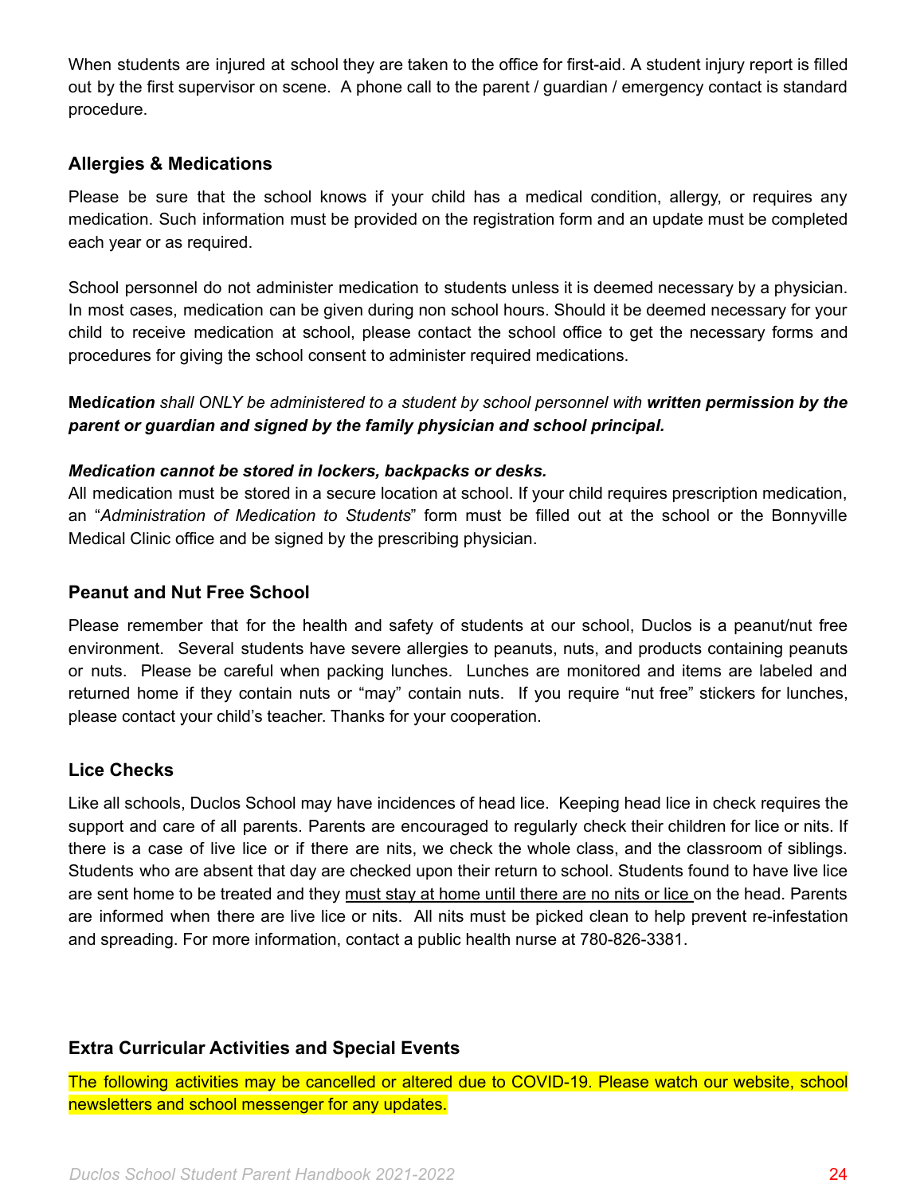When students are injured at school they are taken to the office for first-aid. A student injury report is filled out by the first supervisor on scene. A phone call to the parent / guardian / emergency contact is standard procedure.

### Allergies & Medications

Please be sure that the school knows if your child has a medical condition, allergy, or requires any medication. Such information must be provided on the registration form and an update must be completed each year or as required.

School personnel do not administer medication to students unless it is deemed necessary by a physician. In most cases, medication can be given during non school hours. Should it be deemed necessary for your child to receive medication at school, please contact the school office to get the necessary forms and procedures for giving the school consent to administer required medications.

**Med*ication*** *shall ONLY be administered to a student by school personnel with* ***written permission by the parent or guardian and signed by the family physician and school principal.***

***Medication cannot be stored in lockers, backpacks or desks.***
All medication must be stored in a secure location at school. If your child requires prescription medication, an "*Administration of Medication to Students*" form must be filled out at the school or the Bonnyville Medical Clinic office and be signed by the prescribing physician.

### Peanut and Nut Free School

Please remember that for the health and safety of students at our school, Duclos is a peanut/nut free environment. Several students have severe allergies to peanuts, nuts, and products containing peanuts or nuts. Please be careful when packing lunches. Lunches are monitored and items are labeled and returned home if they contain nuts or "may" contain nuts. If you require "nut free" stickers for lunches, please contact your child's teacher. Thanks for your cooperation.

### Lice Checks

Like all schools, Duclos School may have incidences of head lice. Keeping head lice in check requires the support and care of all parents. Parents are encouraged to regularly check their children for lice or nits. If there is a case of live lice or if there are nits, we check the whole class, and the classroom of siblings. Students who are absent that day are checked upon their return to school. Students found to have live lice are sent home to be treated and they <u>must stay at home until there are no nits or lice</u> on the head. Parents are informed when there are live lice or nits. All nits must be picked clean to help prevent re-infestation and spreading. For more information, contact a public health nurse at 780-826-3381.

### Extra Curricular Activities and Special Events

The following activities may be cancelled or altered due to COVID-19. Please watch our website, school newsletters and school messenger for any updates.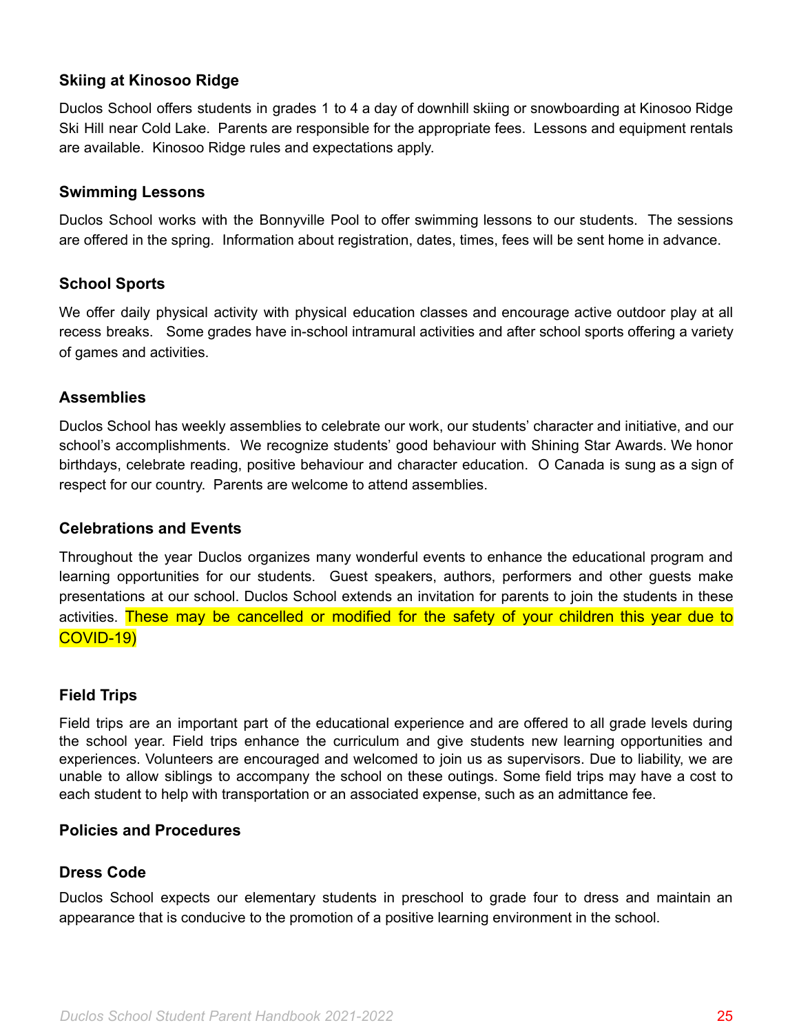### Skiing at Kinosoo Ridge

Duclos School offers students in grades 1 to 4 a day of downhill skiing or snowboarding at Kinosoo Ridge Ski Hill near Cold Lake. Parents are responsible for the appropriate fees. Lessons and equipment rentals are available. Kinosoo Ridge rules and expectations apply.

### Swimming Lessons

Duclos School works with the Bonnyville Pool to offer swimming lessons to our students. The sessions are offered in the spring. Information about registration, dates, times, fees will be sent home in advance.

### School Sports

We offer daily physical activity with physical education classes and encourage active outdoor play at all recess breaks. Some grades have in-school intramural activities and after school sports offering a variety of games and activities.

### Assemblies

Duclos School has weekly assemblies to celebrate our work, our students' character and initiative, and our school's accomplishments. We recognize students' good behaviour with Shining Star Awards. We honor birthdays, celebrate reading, positive behaviour and character education. O Canada is sung as a sign of respect for our country. Parents are welcome to attend assemblies.

### Celebrations and Events

Throughout the year Duclos organizes many wonderful events to enhance the educational program and learning opportunities for our students. Guest speakers, authors, performers and other guests make presentations at our school. Duclos School extends an invitation for parents to join the students in these activities. These may be cancelled or modified for the safety of your children this year due to COVID-19)

### Field Trips

Field trips are an important part of the educational experience and are offered to all grade levels during the school year. Field trips enhance the curriculum and give students new learning opportunities and experiences. Volunteers are encouraged and welcomed to join us as supervisors. Due to liability, we are unable to allow siblings to accompany the school on these outings. Some field trips may have a cost to each student to help with transportation or an associated expense, such as an admittance fee.

## Policies and Procedures

### Dress Code

Duclos School expects our elementary students in preschool to grade four to dress and maintain an appearance that is conducive to the promotion of a positive learning environment in the school.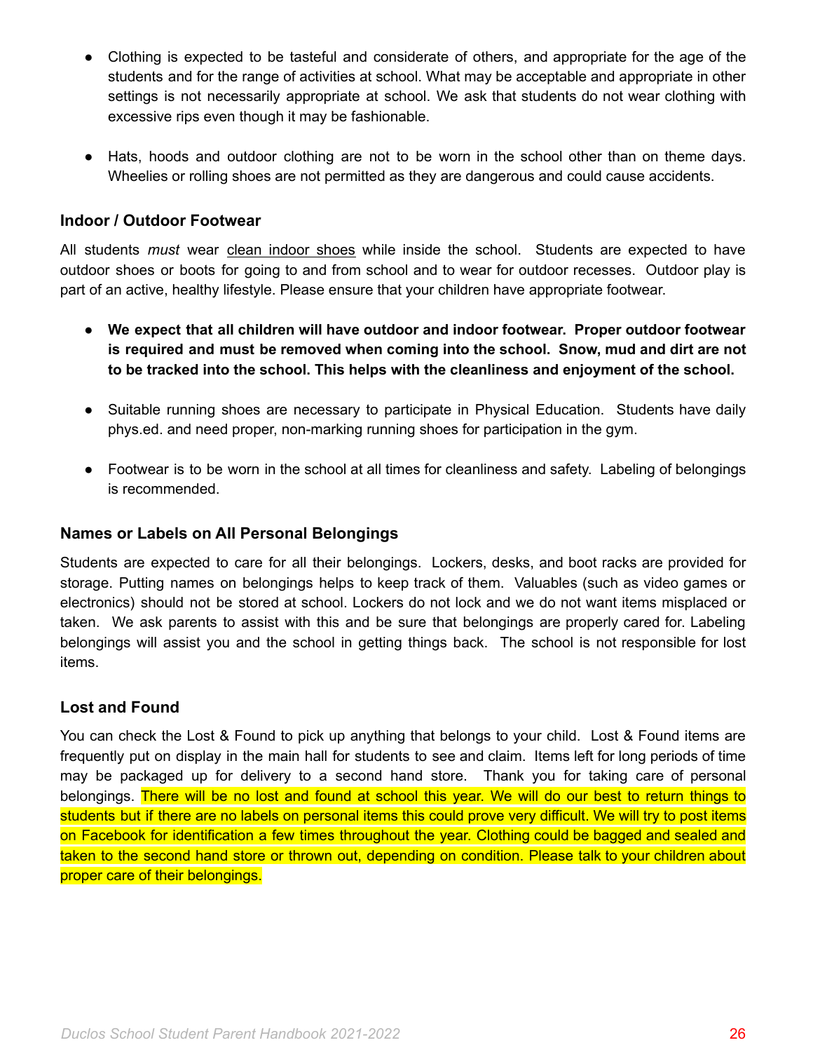- Clothing is expected to be tasteful and considerate of others, and appropriate for the age of the students and for the range of activities at school. What may be acceptable and appropriate in other settings is not necessarily appropriate at school. We ask that students do not wear clothing with excessive rips even though it may be fashionable.

- Hats, hoods and outdoor clothing are not to be worn in the school other than on theme days. Wheelies or rolling shoes are not permitted as they are dangerous and could cause accidents.

### Indoor / Outdoor Footwear

All students *must* wear clean indoor shoes while inside the school. Students are expected to have outdoor shoes or boots for going to and from school and to wear for outdoor recesses. Outdoor play is part of an active, healthy lifestyle. Please ensure that your children have appropriate footwear.

- **We expect that all children will have outdoor and indoor footwear. Proper outdoor footwear is required and must be removed when coming into the school. Snow, mud and dirt are not to be tracked into the school. This helps with the cleanliness and enjoyment of the school.**

- Suitable running shoes are necessary to participate in Physical Education. Students have daily phys.ed. and need proper, non-marking running shoes for participation in the gym.

- Footwear is to be worn in the school at all times for cleanliness and safety. Labeling of belongings is recommended.

### Names or Labels on All Personal Belongings

Students are expected to care for all their belongings. Lockers, desks, and boot racks are provided for storage. Putting names on belongings helps to keep track of them. Valuables (such as video games or electronics) should not be stored at school. Lockers do not lock and we do not want items misplaced or taken. We ask parents to assist with this and be sure that belongings are properly cared for. Labeling belongings will assist you and the school in getting things back. The school is not responsible for lost items.

### Lost and Found

You can check the Lost & Found to pick up anything that belongs to your child. Lost & Found items are frequently put on display in the main hall for students to see and claim. Items left for long periods of time may be packaged up for delivery to a second hand store. Thank you for taking care of personal belongings. There will be no lost and found at school this year. We will do our best to return things to students but if there are no labels on personal items this could prove very difficult. We will try to post items on Facebook for identification a few times throughout the year. Clothing could be bagged and sealed and taken to the second hand store or thrown out, depending on condition. Please talk to your children about proper care of their belongings.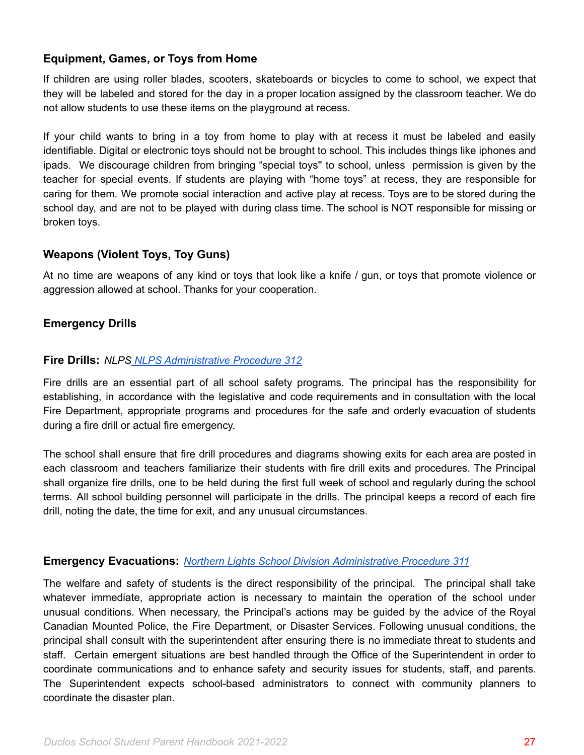### Equipment, Games, or Toys from Home

If children are using roller blades, scooters, skateboards or bicycles to come to school, we expect that they will be labeled and stored for the day in a proper location assigned by the classroom teacher. We do not allow students to use these items on the playground at recess.

If your child wants to bring in a toy from home to play with at recess it must be labeled and easily identifiable. Digital or electronic toys should not be brought to school. This includes things like iphones and ipads. We discourage children from bringing "special toys" to school, unless permission is given by the teacher for special events. If students are playing with "home toys" at recess, they are responsible for caring for them. We promote social interaction and active play at recess. Toys are to be stored during the school day, and are not to be played with during class time. The school is NOT responsible for missing or broken toys.

### Weapons (Violent Toys, Toy Guns)

At no time are weapons of any kind or toys that look like a knife / gun, or toys that promote violence or aggression allowed at school. Thanks for your cooperation.

### Emergency Drills

#### Fire Drills: *NLPS NLPS Administrative Procedure 312*

Fire drills are an essential part of all school safety programs. The principal has the responsibility for establishing, in accordance with the legislative and code requirements and in consultation with the local Fire Department, appropriate programs and procedures for the safe and orderly evacuation of students during a fire drill or actual fire emergency.

The school shall ensure that fire drill procedures and diagrams showing exits for each area are posted in each classroom and teachers familiarize their students with fire drill exits and procedures. The Principal shall organize fire drills, one to be held during the first full week of school and regularly during the school terms. All school building personnel will participate in the drills. The principal keeps a record of each fire drill, noting the date, the time for exit, and any unusual circumstances.

#### Emergency Evacuations: *Northern Lights School Division Administrative Procedure 311*

The welfare and safety of students is the direct responsibility of the principal. The principal shall take whatever immediate, appropriate action is necessary to maintain the operation of the school under unusual conditions. When necessary, the Principal's actions may be guided by the advice of the Royal Canadian Mounted Police, the Fire Department, or Disaster Services. Following unusual conditions, the principal shall consult with the superintendent after ensuring there is no immediate threat to students and staff. Certain emergent situations are best handled through the Office of the Superintendent in order to coordinate communications and to enhance safety and security issues for students, staff, and parents. The Superintendent expects school-based administrators to connect with community planners to coordinate the disaster plan.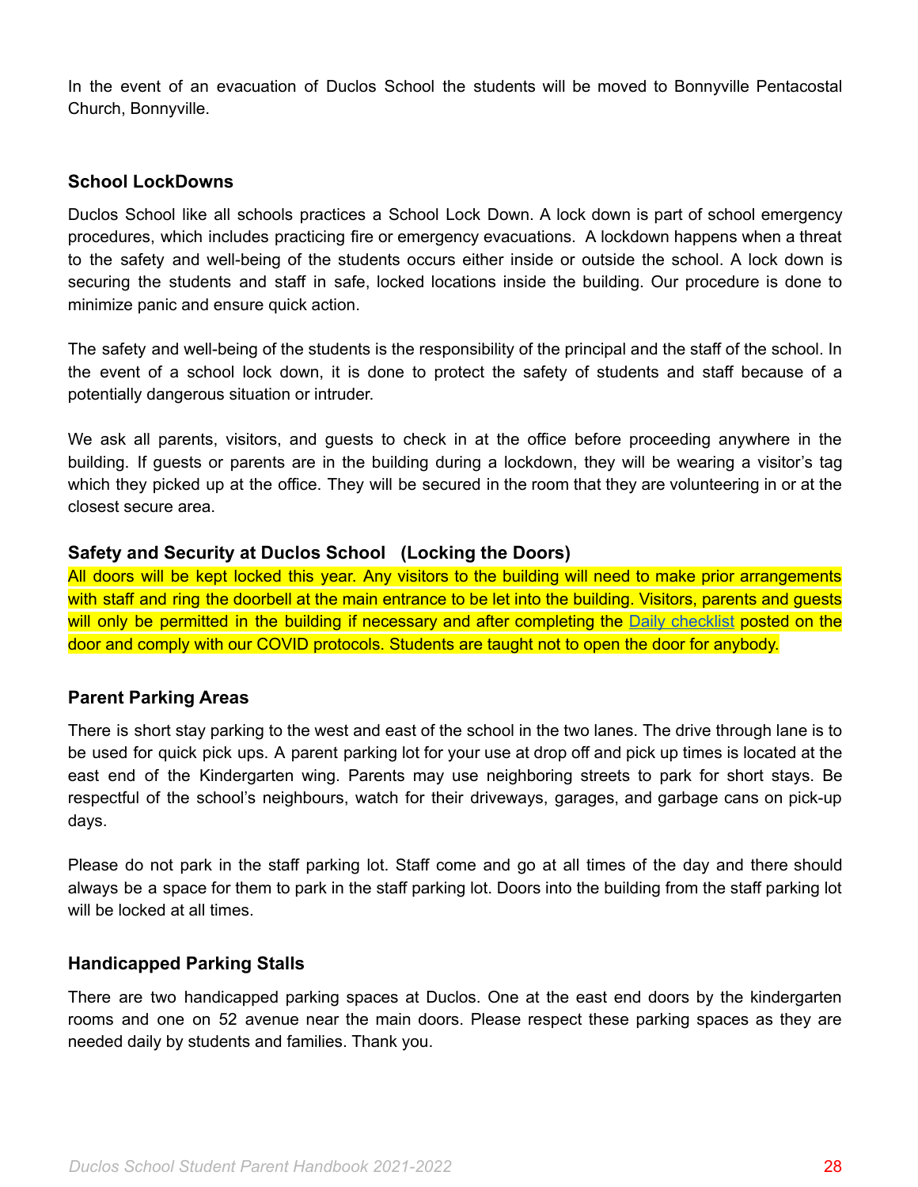In the event of an evacuation of Duclos School the students will be moved to Bonnyville Pentacostal Church, Bonnyville.

### School LockDowns

Duclos School like all schools practices a School Lock Down. A lock down is part of school emergency procedures, which includes practicing fire or emergency evacuations. A lockdown happens when a threat to the safety and well-being of the students occurs either inside or outside the school. A lock down is securing the students and staff in safe, locked locations inside the building. Our procedure is done to minimize panic and ensure quick action.

The safety and well-being of the students is the responsibility of the principal and the staff of the school. In the event of a school lock down, it is done to protect the safety of students and staff because of a potentially dangerous situation or intruder.

We ask all parents, visitors, and guests to check in at the office before proceeding anywhere in the building. If guests or parents are in the building during a lockdown, they will be wearing a visitor's tag which they picked up at the office. They will be secured in the room that they are volunteering in or at the closest secure area.

### Safety and Security at Duclos School (Locking the Doors)

All doors will be kept locked this year. Any visitors to the building will need to make prior arrangements with staff and ring the doorbell at the main entrance to be let into the building. Visitors, parents and guests will only be permitted in the building if necessary and after completing the Daily checklist posted on the door and comply with our COVID protocols. Students are taught not to open the door for anybody.

### Parent Parking Areas

There is short stay parking to the west and east of the school in the two lanes. The drive through lane is to be used for quick pick ups. A parent parking lot for your use at drop off and pick up times is located at the east end of the Kindergarten wing. Parents may use neighboring streets to park for short stays. Be respectful of the school's neighbours, watch for their driveways, garages, and garbage cans on pick-up days.

Please do not park in the staff parking lot. Staff come and go at all times of the day and there should always be a space for them to park in the staff parking lot. Doors into the building from the staff parking lot will be locked at all times.

### Handicapped Parking Stalls

There are two handicapped parking spaces at Duclos. One at the east end doors by the kindergarten rooms and one on 52 avenue near the main doors. Please respect these parking spaces as they are needed daily by students and families. Thank you.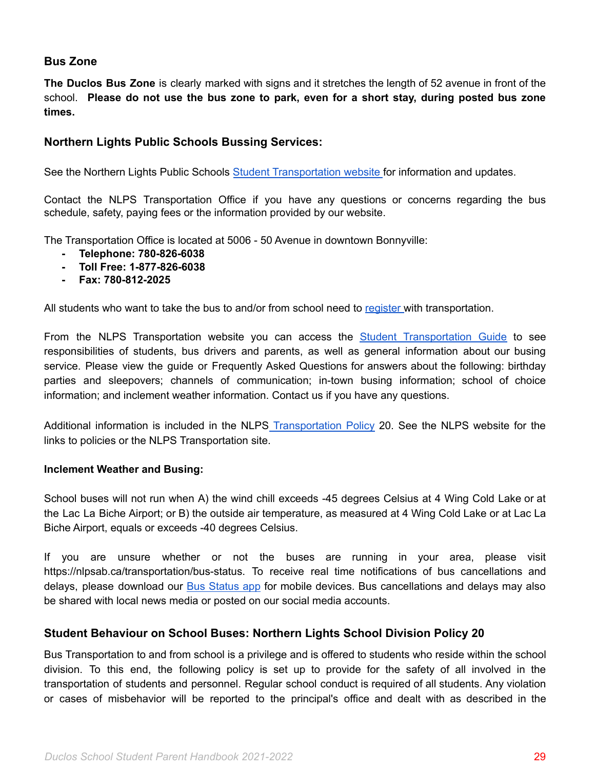### Bus Zone

**The Duclos Bus Zone** is clearly marked with signs and it stretches the length of 52 avenue in front of the school. **Please do not use the bus zone to park, even for a short stay, during posted bus zone times.**

### Northern Lights Public Schools Bussing Services:

See the Northern Lights Public Schools [Student Transportation website](#) for information and updates.

Contact the NLPS Transportation Office if you have any questions or concerns regarding the bus schedule, safety, paying fees or the information provided by our website.

The Transportation Office is located at 5006 - 50 Avenue in downtown Bonnyville:

- **Telephone: 780-826-6038**
- **Toll Free: 1-877-826-6038**
- **Fax: 780-812-2025**

All students who want to take the bus to and/or from school need to [register](#) with transportation.

From the NLPS Transportation website you can access the [Student Transportation Guide](#) to see responsibilities of students, bus drivers and parents, as well as general information about our busing service. Please view the guide or Frequently Asked Questions for answers about the following: birthday parties and sleepovers; channels of communication; in-town busing information; school of choice information; and inclement weather information. Contact us if you have any questions.

Additional information is included in the NLPS [Transportation Policy](#) 20. See the NLPS website for the links to policies or the NLPS Transportation site.

#### Inclement Weather and Busing:

School buses will not run when A) the wind chill exceeds -45 degrees Celsius at 4 Wing Cold Lake or at the Lac La Biche Airport; or B) the outside air temperature, as measured at 4 Wing Cold Lake or at Lac La Biche Airport, equals or exceeds -40 degrees Celsius.

If you are unsure whether or not the buses are running in your area, please visit https://nlpsab.ca/transportation/bus-status. To receive real time notifications of bus cancellations and delays, please download our [Bus Status app](#) for mobile devices. Bus cancellations and delays may also be shared with local news media or posted on our social media accounts.

### Student Behaviour on School Buses: Northern Lights School Division Policy 20

Bus Transportation to and from school is a privilege and is offered to students who reside within the school division. To this end, the following policy is set up to provide for the safety of all involved in the transportation of students and personnel. Regular school conduct is required of all students. Any violation or cases of misbehavior will be reported to the principal's office and dealt with as described in the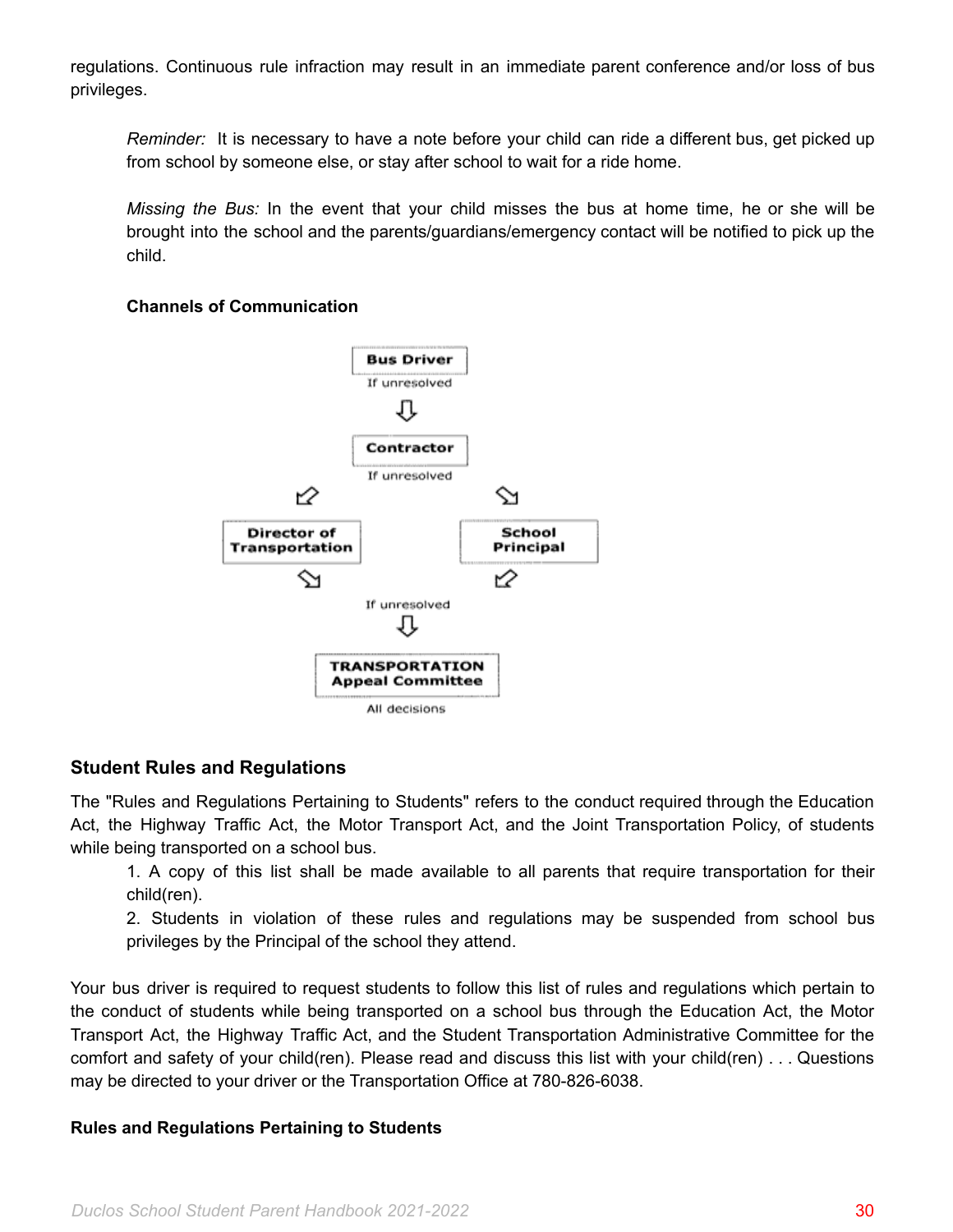regulations. Continuous rule infraction may result in an immediate parent conference and/or loss of bus privileges.

*Reminder:* It is necessary to have a note before your child can ride a different bus, get picked up from school by someone else, or stay after school to wait for a ride home.

*Missing the Bus:* In the event that your child misses the bus at home time, he or she will be brought into the school and the parents/guardians/emergency contact will be notified to pick up the child.

**Channels of Communication**

**Bus Driver**

If unresolved

⇩

**Contractor**

If unresolved

**Director of Transportation** | **School Principal**

If unresolved

⇩

**TRANSPORTATION Appeal Committee**

All decisions

### Student Rules and Regulations

The "Rules and Regulations Pertaining to Students" refers to the conduct required through the Education Act, the Highway Traffic Act, the Motor Transport Act, and the Joint Transportation Policy, of students while being transported on a school bus.

1. A copy of this list shall be made available to all parents that require transportation for their child(ren).
2. Students in violation of these rules and regulations may be suspended from school bus privileges by the Principal of the school they attend.

Your bus driver is required to request students to follow this list of rules and regulations which pertain to the conduct of students while being transported on a school bus through the Education Act, the Motor Transport Act, the Highway Traffic Act, and the Student Transportation Administrative Committee for the comfort and safety of your child(ren). Please read and discuss this list with your child(ren) . . . Questions may be directed to your driver or the Transportation Office at 780-826-6038.

**Rules and Regulations Pertaining to Students**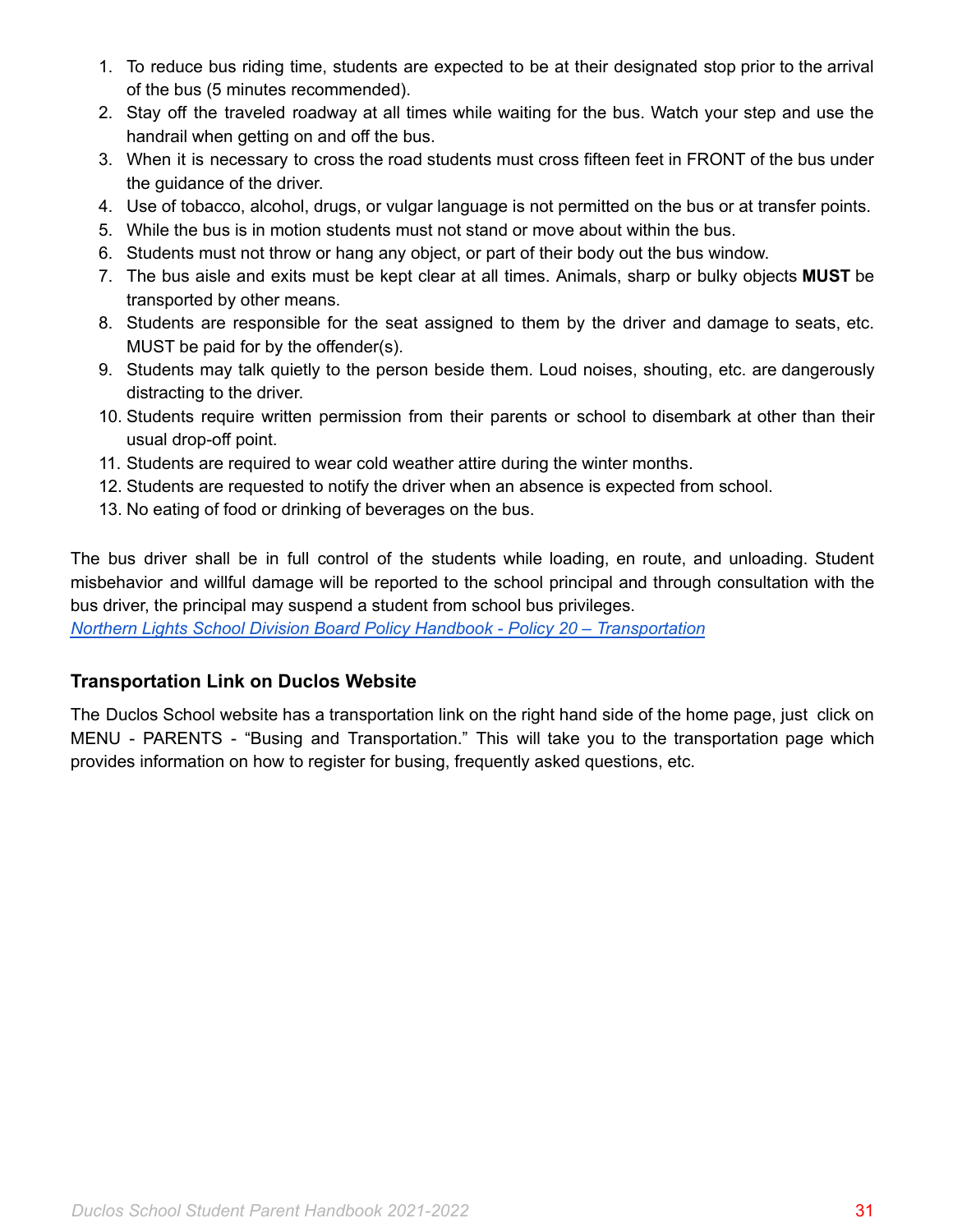1. To reduce bus riding time, students are expected to be at their designated stop prior to the arrival of the bus (5 minutes recommended).
2. Stay off the traveled roadway at all times while waiting for the bus. Watch your step and use the handrail when getting on and off the bus.
3. When it is necessary to cross the road students must cross fifteen feet in FRONT of the bus under the guidance of the driver.
4. Use of tobacco, alcohol, drugs, or vulgar language is not permitted on the bus or at transfer points.
5. While the bus is in motion students must not stand or move about within the bus.
6. Students must not throw or hang any object, or part of their body out the bus window.
7. The bus aisle and exits must be kept clear at all times. Animals, sharp or bulky objects **MUST** be transported by other means.
8. Students are responsible for the seat assigned to them by the driver and damage to seats, etc. MUST be paid for by the offender(s).
9. Students may talk quietly to the person beside them. Loud noises, shouting, etc. are dangerously distracting to the driver.
10. Students require written permission from their parents or school to disembark at other than their usual drop-off point.
11. Students are required to wear cold weather attire during the winter months.
12. Students are requested to notify the driver when an absence is expected from school.
13. No eating of food or drinking of beverages on the bus.

The bus driver shall be in full control of the students while loading, en route, and unloading. Student misbehavior and willful damage will be reported to the school principal and through consultation with the bus driver, the principal may suspend a student from school bus privileges.
*Northern Lights School Division Board Policy Handbook - Policy 20 – Transportation*

### Transportation Link on Duclos Website

The Duclos School website has a transportation link on the right hand side of the home page, just click on MENU - PARENTS - "Busing and Transportation." This will take you to the transportation page which provides information on how to register for busing, frequently asked questions, etc.